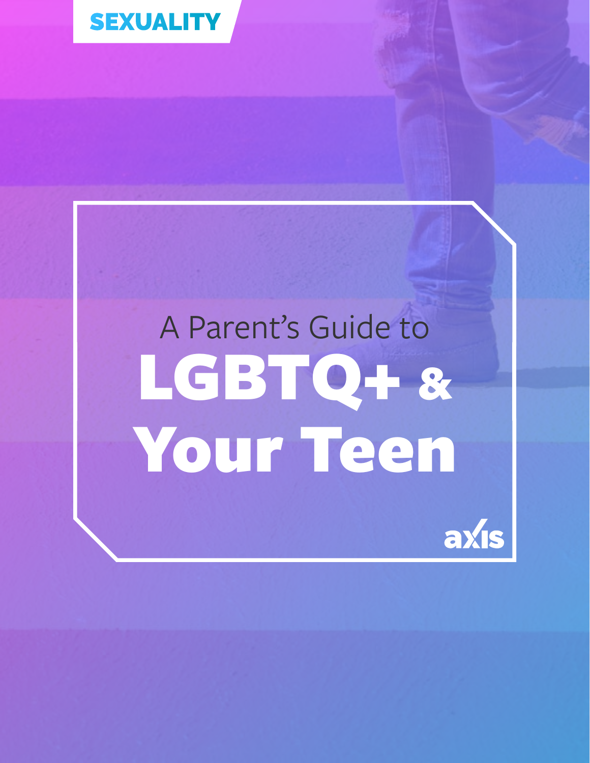SEXUALITY

A Parent's Guide to

# LGBTQ+ & Your Teen

axis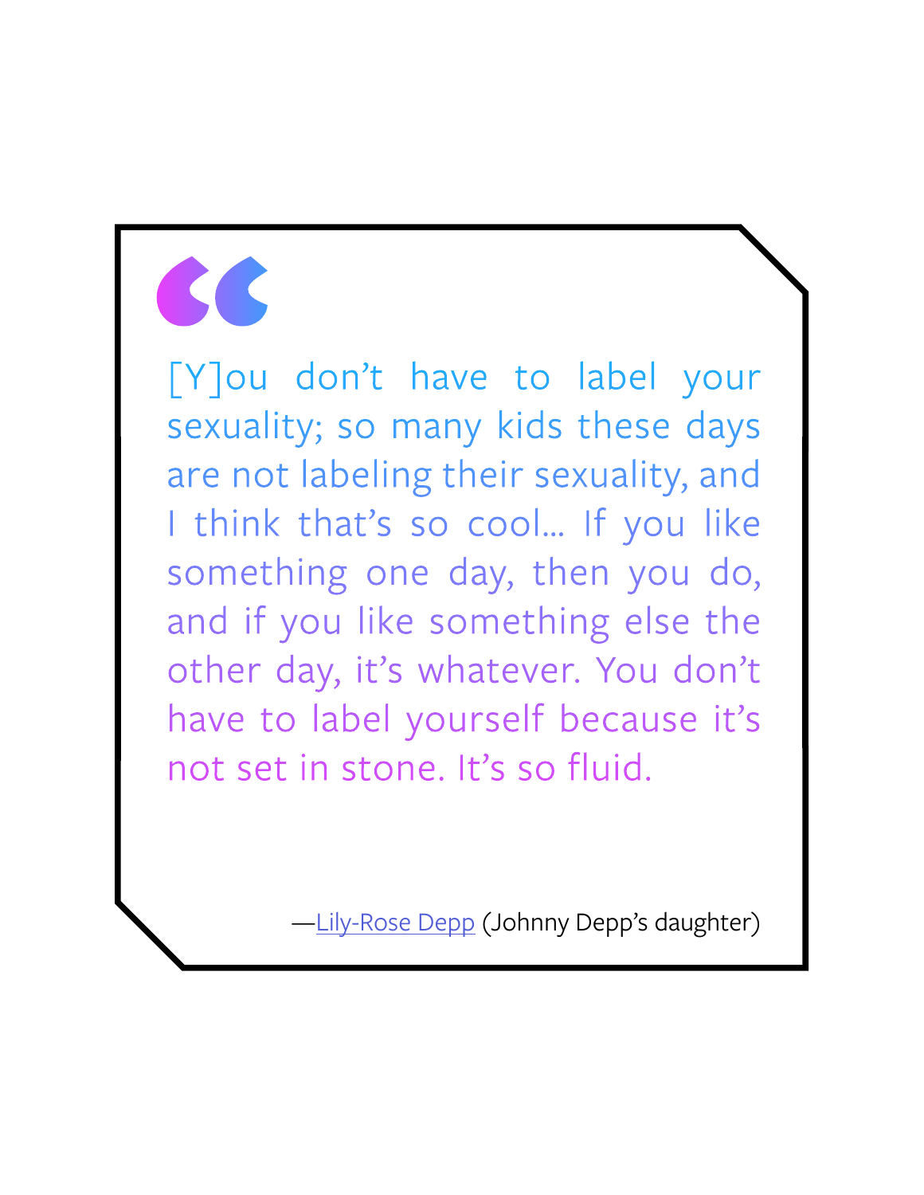> [Y]ou don't have to label your sexuality; so many kids these days are not labeling their sexuality, and I think that's so cool... If you like something one day, then you do, and if you like something else the other day, it's whatever. You don't have to label yourself because it's not set in stone. It's so fluid.
>
> —Lily-Rose Depp (Johnny Depp's daughter)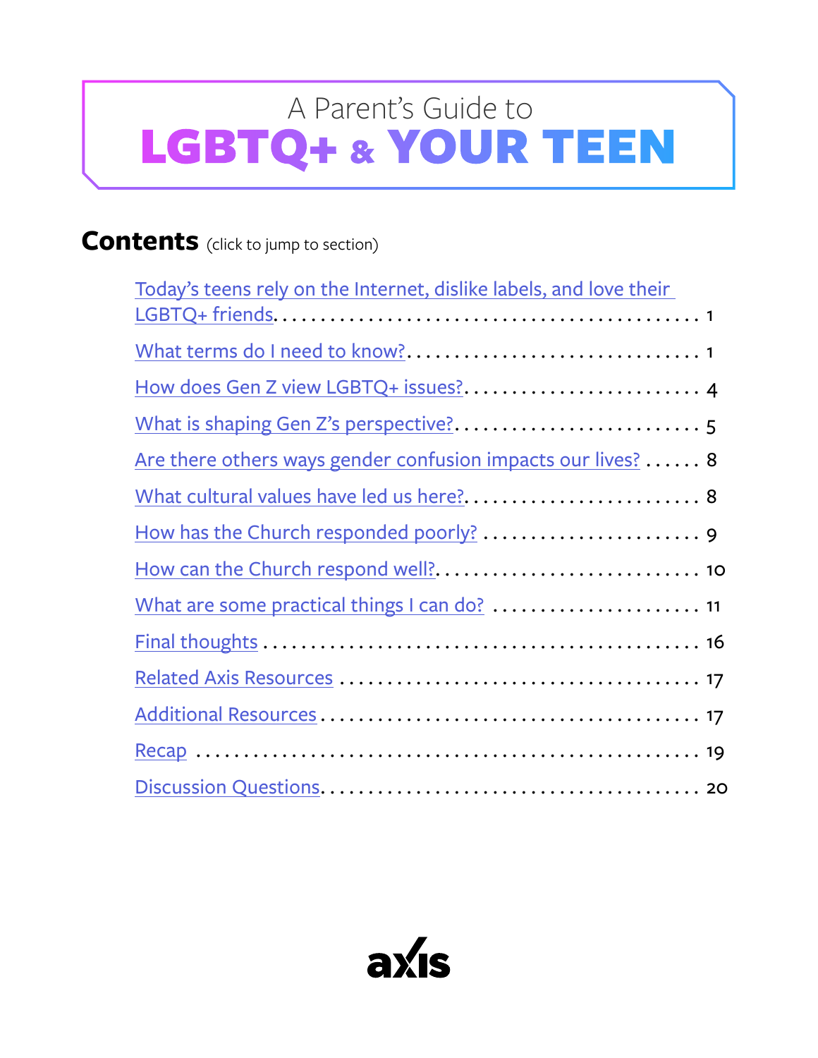# A Parent's Guide to LGBTQ+ & YOUR TEEN

## Contents (click to jump to section)

- Today's teens rely on the Internet, dislike labels, and love their LGBTQ+ friends . . . . . 1
- What terms do I need to know? . . . . . 1
- How does Gen Z view LGBTQ+ issues? . . . . . 4
- What is shaping Gen Z's perspective? . . . . . 5
- Are there others ways gender confusion impacts our lives? . . . . . 8
- What cultural values have led us here? . . . . . 8
- How has the Church responded poorly? . . . . . 9
- How can the Church respond well? . . . . . 10
- What are some practical things I can do? . . . . . 11
- Final thoughts . . . . . 16
- Related Axis Resources . . . . . 17
- Additional Resources . . . . . 17
- Recap . . . . . 19
- Discussion Questions . . . . . 20

axis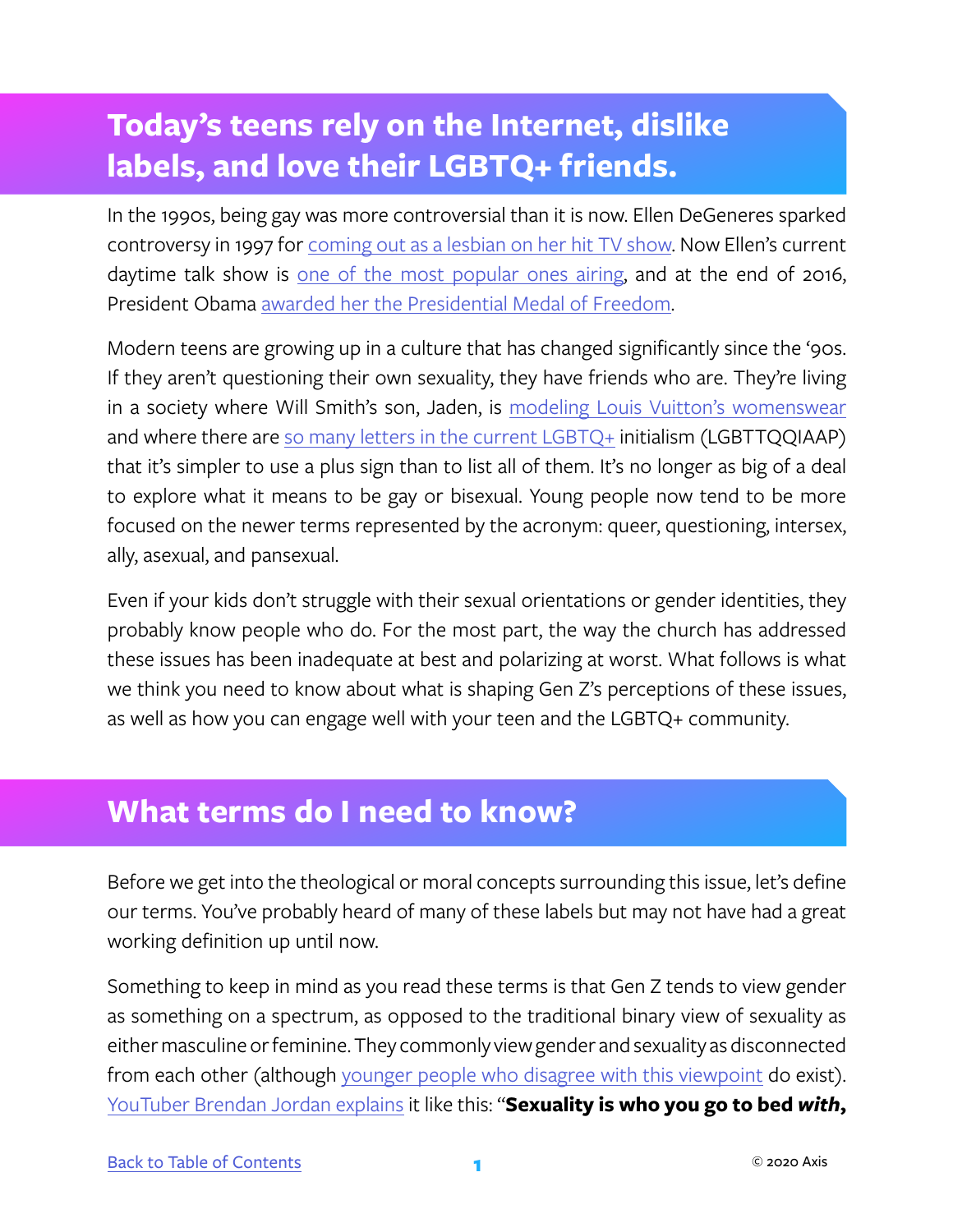## Today's teens rely on the Internet, dislike labels, and love their LGBTQ+ friends.

In the 1990s, being gay was more controversial than it is now. Ellen DeGeneres sparked controversy in 1997 for coming out as a lesbian on her hit TV show. Now Ellen's current daytime talk show is one of the most popular ones airing, and at the end of 2016, President Obama awarded her the Presidential Medal of Freedom.

Modern teens are growing up in a culture that has changed significantly since the '90s. If they aren't questioning their own sexuality, they have friends who are. They're living in a society where Will Smith's son, Jaden, is modeling Louis Vuitton's womenswear and where there are so many letters in the current LGBTQ+ initialism (LGBTTQQIAAP) that it's simpler to use a plus sign than to list all of them. It's no longer as big of a deal to explore what it means to be gay or bisexual. Young people now tend to be more focused on the newer terms represented by the acronym: queer, questioning, intersex, ally, asexual, and pansexual.

Even if your kids don't struggle with their sexual orientations or gender identities, they probably know people who do. For the most part, the way the church has addressed these issues has been inadequate at best and polarizing at worst. What follows is what we think you need to know about what is shaping Gen Z's perceptions of these issues, as well as how you can engage well with your teen and the LGBTQ+ community.

## What terms do I need to know?

Before we get into the theological or moral concepts surrounding this issue, let's define our terms. You've probably heard of many of these labels but may not have had a great working definition up until now.

Something to keep in mind as you read these terms is that Gen Z tends to view gender as something on a spectrum, as opposed to the traditional binary view of sexuality as either masculine or feminine. They commonly view gender and sexuality as disconnected from each other (although younger people who disagree with this viewpoint do exist). YouTuber Brendan Jordan explains it like this: "**Sexuality is who you go to bed *with*,**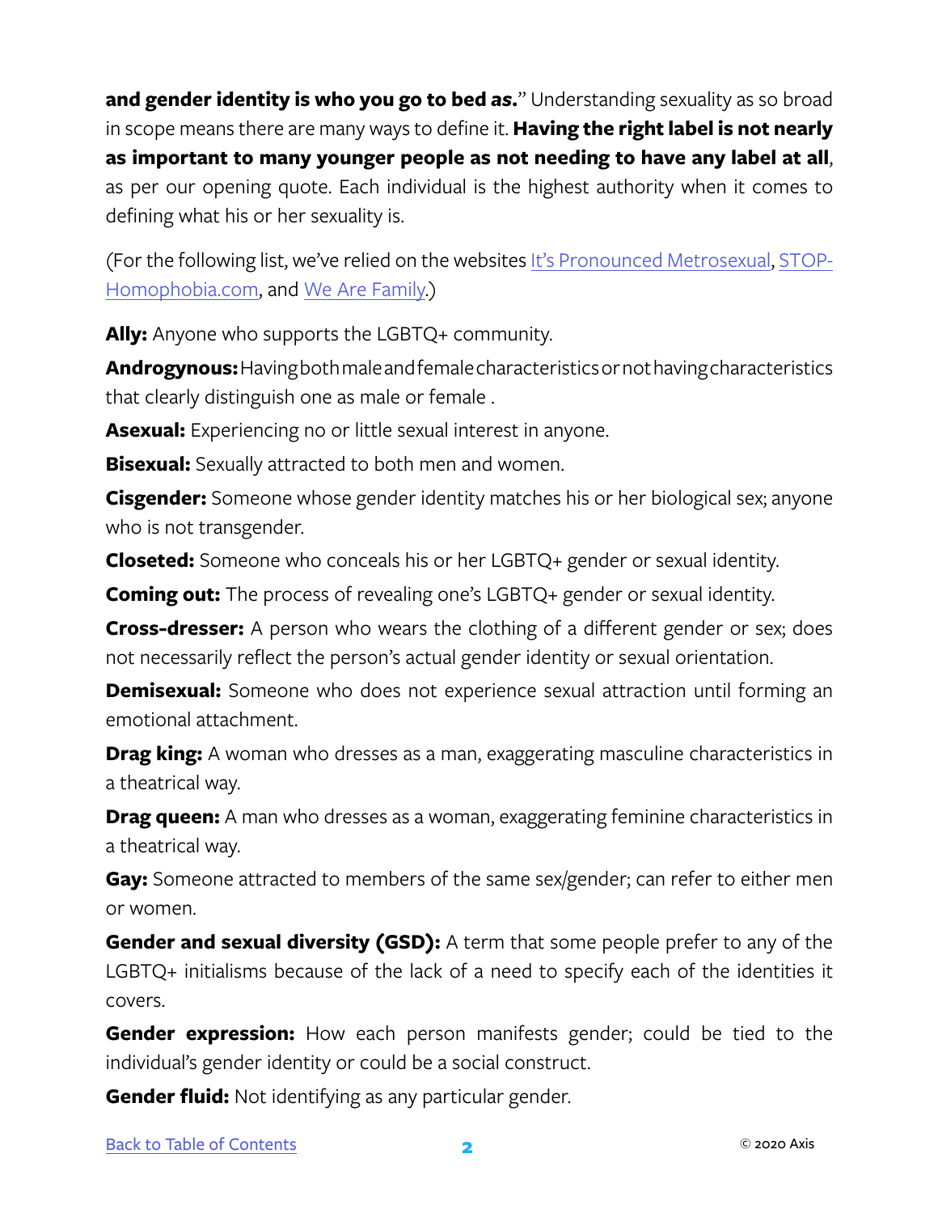**and gender identity is who you go to bed as.**" Understanding sexuality as so broad in scope means there are many ways to define it. **Having the right label is not nearly as important to many younger people as not needing to have any label at all**, as per our opening quote. Each individual is the highest authority when it comes to defining what his or her sexuality is.

(For the following list, we've relied on the websites It's Pronounced Metrosexual, STOP-Homophobia.com, and We Are Family.)

**Ally:** Anyone who supports the LGBTQ+ community.

**Androgynous:** Having both male and female characteristics or not having characteristics that clearly distinguish one as male or female .

**Asexual:** Experiencing no or little sexual interest in anyone.

**Bisexual:** Sexually attracted to both men and women.

**Cisgender:** Someone whose gender identity matches his or her biological sex; anyone who is not transgender.

**Closeted:** Someone who conceals his or her LGBTQ+ gender or sexual identity.

**Coming out:** The process of revealing one's LGBTQ+ gender or sexual identity.

**Cross-dresser:** A person who wears the clothing of a different gender or sex; does not necessarily reflect the person's actual gender identity or sexual orientation.

**Demisexual:** Someone who does not experience sexual attraction until forming an emotional attachment.

**Drag king:** A woman who dresses as a man, exaggerating masculine characteristics in a theatrical way.

**Drag queen:** A man who dresses as a woman, exaggerating feminine characteristics in a theatrical way.

**Gay:** Someone attracted to members of the same sex/gender; can refer to either men or women.

**Gender and sexual diversity (GSD):** A term that some people prefer to any of the LGBTQ+ initialisms because of the lack of a need to specify each of the identities it covers.

**Gender expression:** How each person manifests gender; could be tied to the individual's gender identity or could be a social construct.

**Gender fluid:** Not identifying as any particular gender.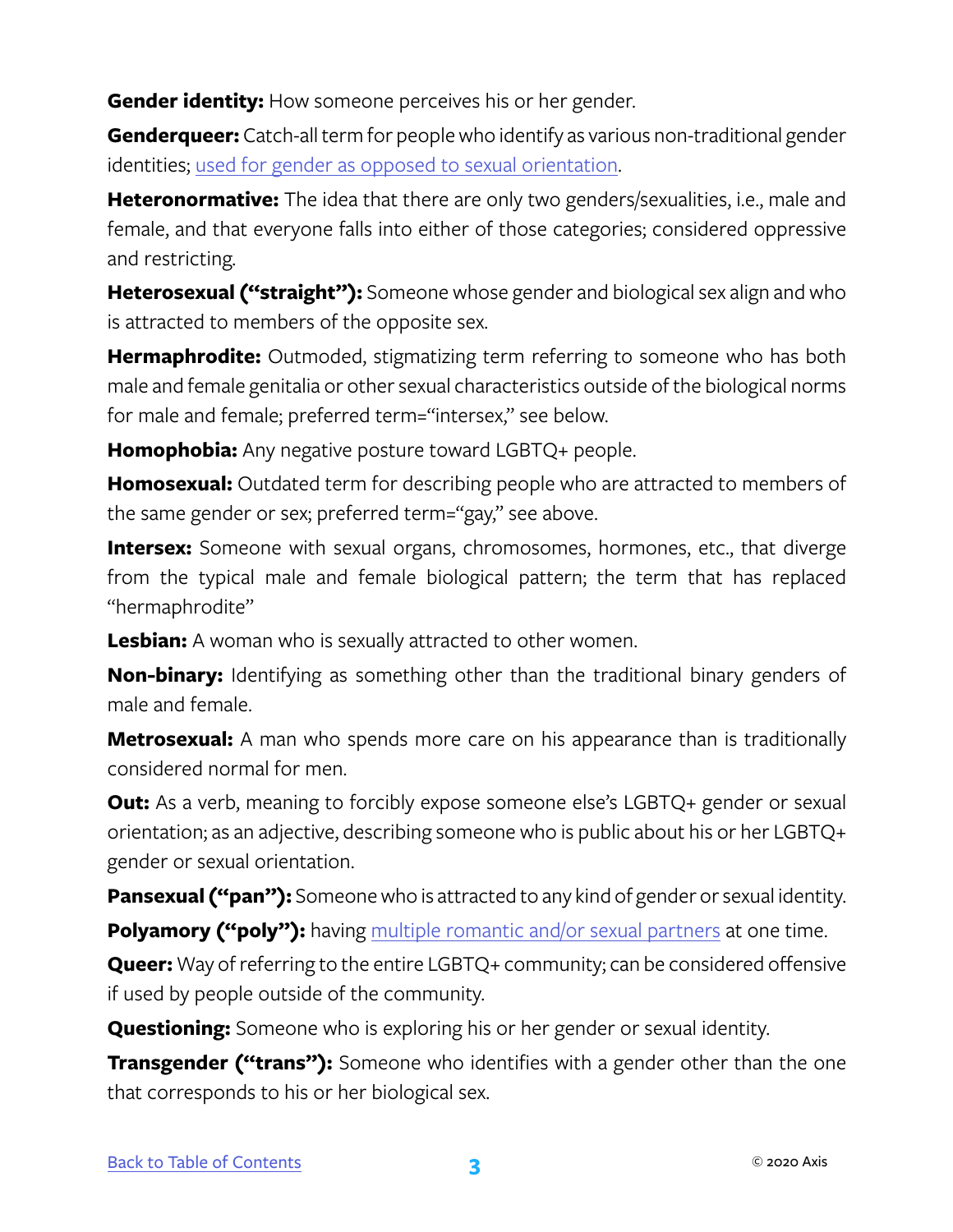**Gender identity:** How someone perceives his or her gender.

**Genderqueer:** Catch-all term for people who identify as various non-traditional gender identities; [used for gender as opposed to sexual orientation](#).

**Heteronormative:** The idea that there are only two genders/sexualities, i.e., male and female, and that everyone falls into either of those categories; considered oppressive and restricting.

**Heterosexual ("straight"):** Someone whose gender and biological sex align and who is attracted to members of the opposite sex.

**Hermaphrodite:** Outmoded, stigmatizing term referring to someone who has both male and female genitalia or other sexual characteristics outside of the biological norms for male and female; preferred term="intersex," see below.

**Homophobia:** Any negative posture toward LGBTQ+ people.

**Homosexual:** Outdated term for describing people who are attracted to members of the same gender or sex; preferred term="gay," see above.

**Intersex:** Someone with sexual organs, chromosomes, hormones, etc., that diverge from the typical male and female biological pattern; the term that has replaced "hermaphrodite"

**Lesbian:** A woman who is sexually attracted to other women.

**Non-binary:** Identifying as something other than the traditional binary genders of male and female.

**Metrosexual:** A man who spends more care on his appearance than is traditionally considered normal for men.

**Out:** As a verb, meaning to forcibly expose someone else's LGBTQ+ gender or sexual orientation; as an adjective, describing someone who is public about his or her LGBTQ+ gender or sexual orientation.

**Pansexual ("pan"):** Someone who is attracted to any kind of gender or sexual identity.

**Polyamory ("poly"):** having [multiple romantic and/or sexual partners](#) at one time.

**Queer:** Way of referring to the entire LGBTQ+ community; can be considered offensive if used by people outside of the community.

**Questioning:** Someone who is exploring his or her gender or sexual identity.

**Transgender ("trans"):** Someone who identifies with a gender other than the one that corresponds to his or her biological sex.

[Back to Table of Contents](#)

© 2020 Axis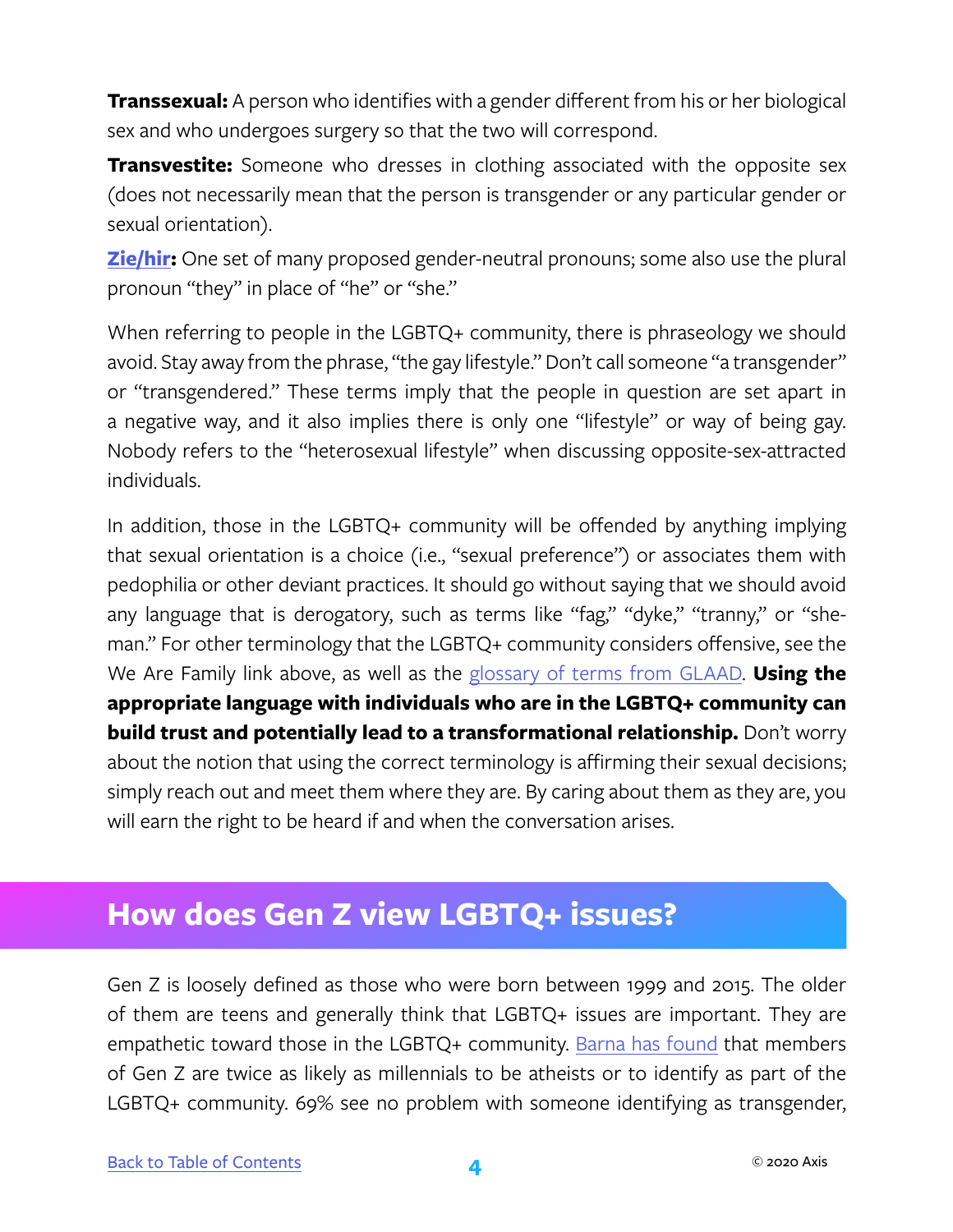**Transsexual:** A person who identifies with a gender different from his or her biological sex and who undergoes surgery so that the two will correspond.

**Transvestite:** Someone who dresses in clothing associated with the opposite sex (does not necessarily mean that the person is transgender or any particular gender or sexual orientation).

**Zie/hir:** One set of many proposed gender-neutral pronouns; some also use the plural pronoun "they" in place of "he" or "she."

When referring to people in the LGBTQ+ community, there is phraseology we should avoid. Stay away from the phrase, "the gay lifestyle." Don't call someone "a transgender" or "transgendered." These terms imply that the people in question are set apart in a negative way, and it also implies there is only one "lifestyle" or way of being gay. Nobody refers to the "heterosexual lifestyle" when discussing opposite-sex-attracted individuals.

In addition, those in the LGBTQ+ community will be offended by anything implying that sexual orientation is a choice (i.e., "sexual preference") or associates them with pedophilia or other deviant practices. It should go without saying that we should avoid any language that is derogatory, such as terms like "fag," "dyke," "tranny," or "she-man." For other terminology that the LGBTQ+ community considers offensive, see the We Are Family link above, as well as the glossary of terms from GLAAD. **Using the appropriate language with individuals who are in the LGBTQ+ community can build trust and potentially lead to a transformational relationship.** Don't worry about the notion that using the correct terminology is affirming their sexual decisions; simply reach out and meet them where they are. By caring about them as they are, you will earn the right to be heard if and when the conversation arises.

## How does Gen Z view LGBTQ+ issues?

Gen Z is loosely defined as those who were born between 1999 and 2015. The older of them are teens and generally think that LGBTQ+ issues are important. They are empathetic toward those in the LGBTQ+ community. Barna has found that members of Gen Z are twice as likely as millennials to be atheists or to identify as part of the LGBTQ+ community. 69% see no problem with someone identifying as transgender,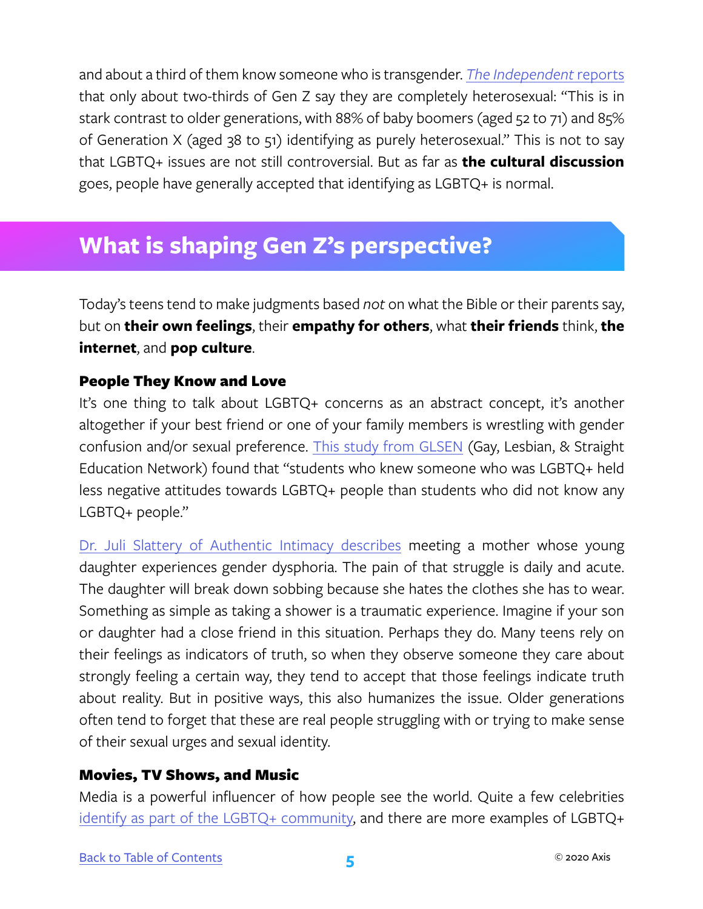and about a third of them know someone who is transgender. *The Independent* reports that only about two-thirds of Gen Z say they are completely heterosexual: "This is in stark contrast to older generations, with 88% of baby boomers (aged 52 to 71) and 85% of Generation X (aged 38 to 51) identifying as purely heterosexual." This is not to say that LGBTQ+ issues are not still controversial. But as far as **the cultural discussion** goes, people have generally accepted that identifying as LGBTQ+ is normal.

## What is shaping Gen Z's perspective?

Today's teens tend to make judgments based *not* on what the Bible or their parents say, but on **their own feelings**, their **empathy for others**, what **their friends** think, **the internet**, and **pop culture**.

### People They Know and Love

It's one thing to talk about LGBTQ+ concerns as an abstract concept, it's another altogether if your best friend or one of your family members is wrestling with gender confusion and/or sexual preference. This study from GLSEN (Gay, Lesbian, & Straight Education Network) found that "students who knew someone who was LGBTQ+ held less negative attitudes towards LGBTQ+ people than students who did not know any LGBTQ+ people."

Dr. Juli Slattery of Authentic Intimacy describes meeting a mother whose young daughter experiences gender dysphoria. The pain of that struggle is daily and acute. The daughter will break down sobbing because she hates the clothes she has to wear. Something as simple as taking a shower is a traumatic experience. Imagine if your son or daughter had a close friend in this situation. Perhaps they do. Many teens rely on their feelings as indicators of truth, so when they observe someone they care about strongly feeling a certain way, they tend to accept that those feelings indicate truth about reality. But in positive ways, this also humanizes the issue. Older generations often tend to forget that these are real people struggling with or trying to make sense of their sexual urges and sexual identity.

### Movies, TV Shows, and Music

Media is a powerful influencer of how people see the world. Quite a few celebrities identify as part of the LGBTQ+ community, and there are more examples of LGBTQ+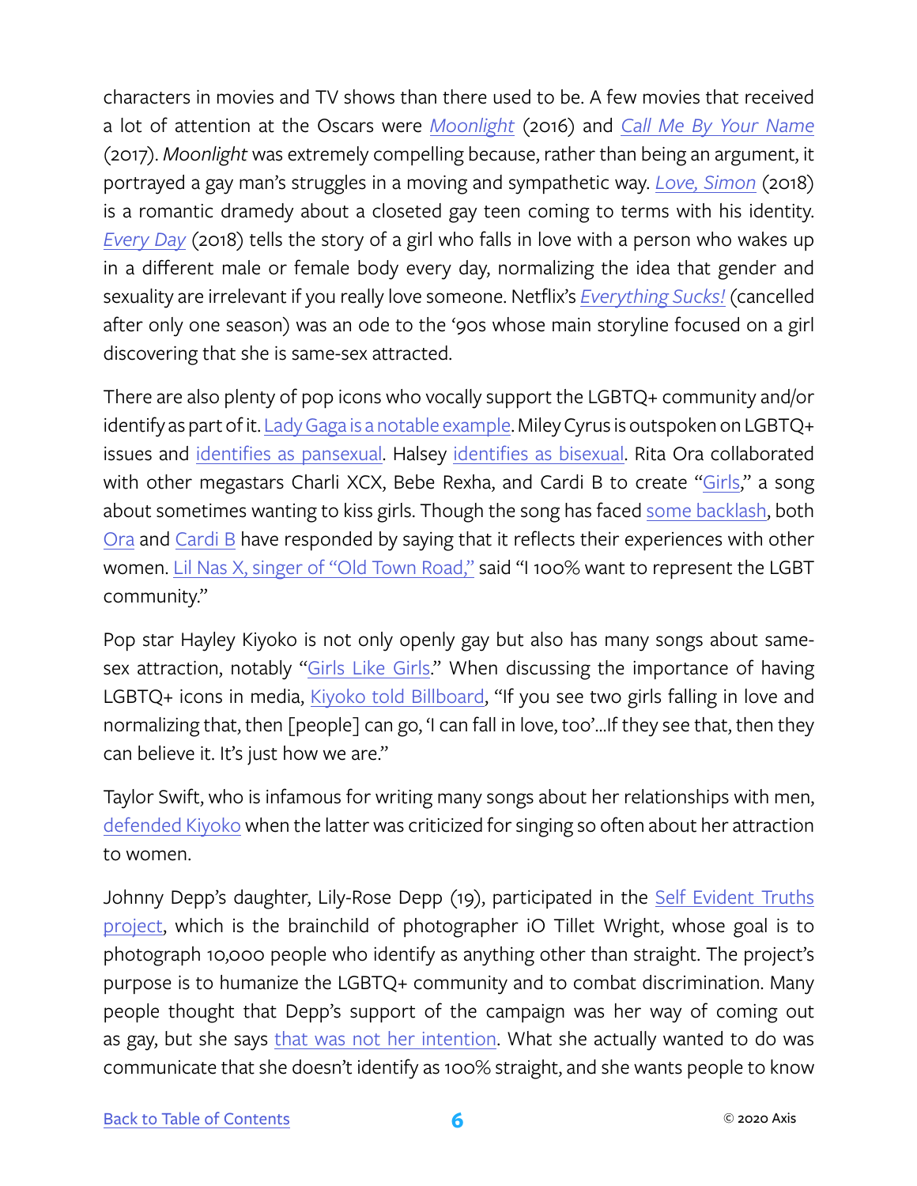characters in movies and TV shows than there used to be. A few movies that received a lot of attention at the Oscars were *Moonlight* (2016) and *Call Me By Your Name* (2017). *Moonlight* was extremely compelling because, rather than being an argument, it portrayed a gay man's struggles in a moving and sympathetic way. *Love, Simon* (2018) is a romantic dramedy about a closeted gay teen coming to terms with his identity. *Every Day* (2018) tells the story of a girl who falls in love with a person who wakes up in a different male or female body every day, normalizing the idea that gender and sexuality are irrelevant if you really love someone. Netflix's *Everything Sucks!* (cancelled after only one season) was an ode to the '90s whose main storyline focused on a girl discovering that she is same-sex attracted.

There are also plenty of pop icons who vocally support the LGBTQ+ community and/or identify as part of it. Lady Gaga is a notable example. Miley Cyrus is outspoken on LGBTQ+ issues and identifies as pansexual. Halsey identifies as bisexual. Rita Ora collaborated with other megastars Charli XCX, Bebe Rexha, and Cardi B to create "Girls," a song about sometimes wanting to kiss girls. Though the song has faced some backlash, both Ora and Cardi B have responded by saying that it reflects their experiences with other women. Lil Nas X, singer of "Old Town Road," said "I 100% want to represent the LGBT community."

Pop star Hayley Kiyoko is not only openly gay but also has many songs about same-sex attraction, notably "Girls Like Girls." When discussing the importance of having LGBTQ+ icons in media, Kiyoko told Billboard, "If you see two girls falling in love and normalizing that, then [people] can go, 'I can fall in love, too'...If they see that, then they can believe it. It's just how we are."

Taylor Swift, who is infamous for writing many songs about her relationships with men, defended Kiyoko when the latter was criticized for singing so often about her attraction to women.

Johnny Depp's daughter, Lily-Rose Depp (19), participated in the Self Evident Truths project, which is the brainchild of photographer iO Tillet Wright, whose goal is to photograph 10,000 people who identify as anything other than straight. The project's purpose is to humanize the LGBTQ+ community and to combat discrimination. Many people thought that Depp's support of the campaign was her way of coming out as gay, but she says that was not her intention. What she actually wanted to do was communicate that she doesn't identify as 100% straight, and she wants people to know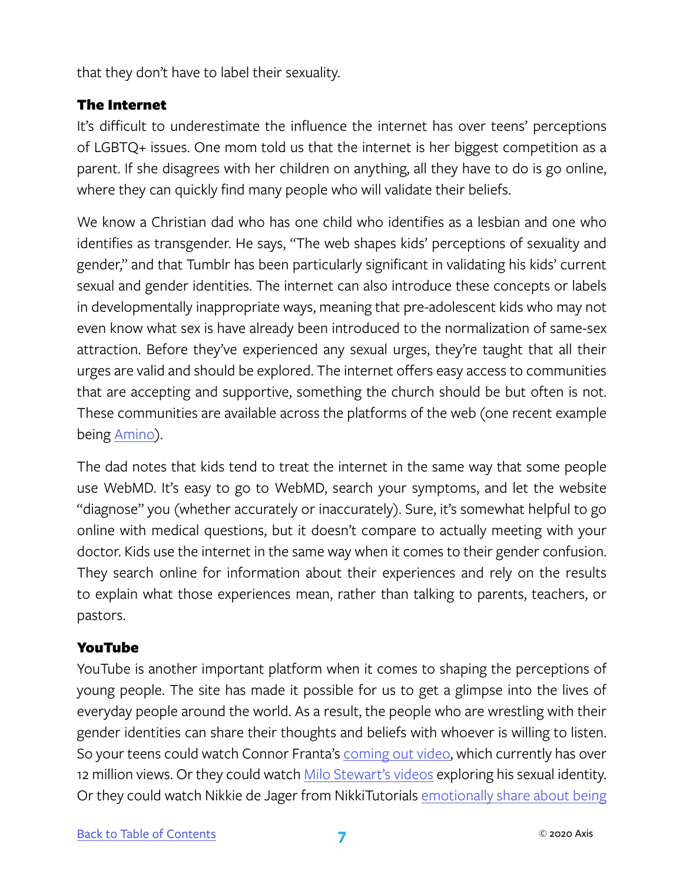that they don't have to label their sexuality.

### The Internet

It's difficult to underestimate the influence the internet has over teens' perceptions of LGBTQ+ issues. One mom told us that the internet is her biggest competition as a parent. If she disagrees with her children on anything, all they have to do is go online, where they can quickly find many people who will validate their beliefs.

We know a Christian dad who has one child who identifies as a lesbian and one who identifies as transgender. He says, "The web shapes kids' perceptions of sexuality and gender," and that Tumblr has been particularly significant in validating his kids' current sexual and gender identities. The internet can also introduce these concepts or labels in developmentally inappropriate ways, meaning that pre-adolescent kids who may not even know what sex is have already been introduced to the normalization of same-sex attraction. Before they've experienced any sexual urges, they're taught that all their urges are valid and should be explored. The internet offers easy access to communities that are accepting and supportive, something the church should be but often is not. These communities are available across the platforms of the web (one recent example being Amino).

The dad notes that kids tend to treat the internet in the same way that some people use WebMD. It's easy to go to WebMD, search your symptoms, and let the website "diagnose" you (whether accurately or inaccurately). Sure, it's somewhat helpful to go online with medical questions, but it doesn't compare to actually meeting with your doctor. Kids use the internet in the same way when it comes to their gender confusion. They search online for information about their experiences and rely on the results to explain what those experiences mean, rather than talking to parents, teachers, or pastors.

### YouTube

YouTube is another important platform when it comes to shaping the perceptions of young people. The site has made it possible for us to get a glimpse into the lives of everyday people around the world. As a result, the people who are wrestling with their gender identities can share their thoughts and beliefs with whoever is willing to listen. So your teens could watch Connor Franta's coming out video, which currently has over 12 million views. Or they could watch Milo Stewart's videos exploring his sexual identity. Or they could watch Nikkie de Jager from NikkiTutorials emotionally share about being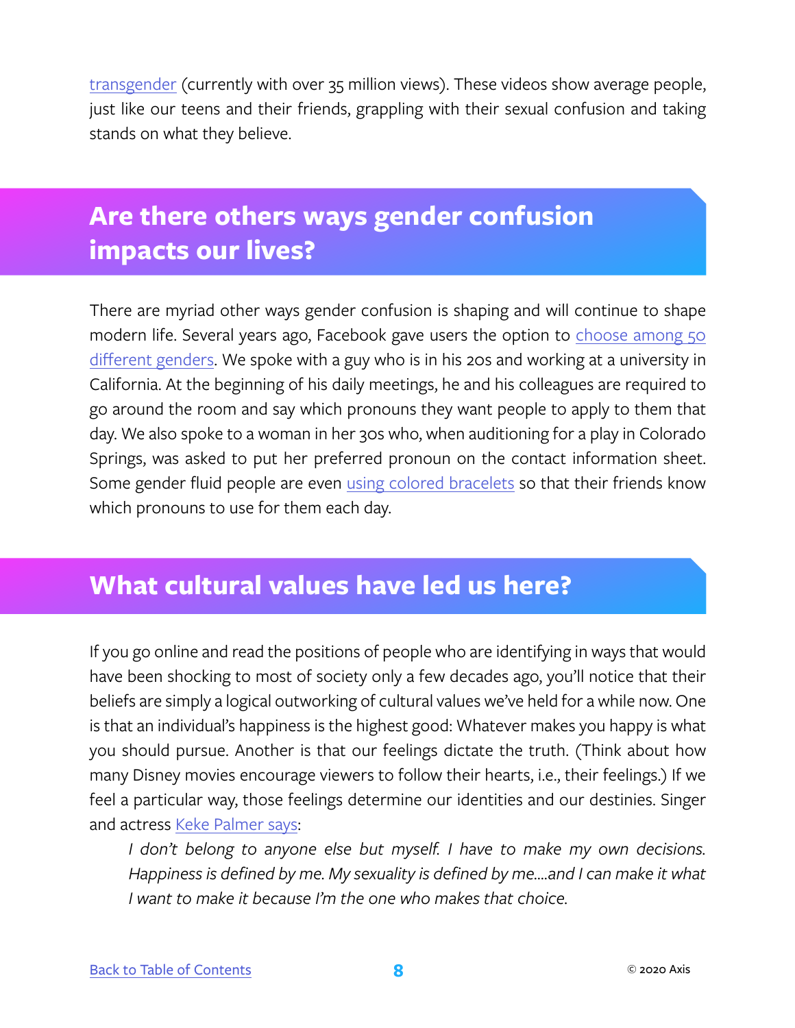transgender (currently with over 35 million views). These videos show average people, just like our teens and their friends, grappling with their sexual confusion and taking stands on what they believe.

## Are there others ways gender confusion impacts our lives?

There are myriad other ways gender confusion is shaping and will continue to shape modern life. Several years ago, Facebook gave users the option to choose among 50 different genders. We spoke with a guy who is in his 20s and working at a university in California. At the beginning of his daily meetings, he and his colleagues are required to go around the room and say which pronouns they want people to apply to them that day. We also spoke to a woman in her 30s who, when auditioning for a play in Colorado Springs, was asked to put her preferred pronoun on the contact information sheet. Some gender fluid people are even using colored bracelets so that their friends know which pronouns to use for them each day.

## What cultural values have led us here?

If you go online and read the positions of people who are identifying in ways that would have been shocking to most of society only a few decades ago, you'll notice that their beliefs are simply a logical outworking of cultural values we've held for a while now. One is that an individual's happiness is the highest good: Whatever makes you happy is what you should pursue. Another is that our feelings dictate the truth. (Think about how many Disney movies encourage viewers to follow their hearts, i.e., their feelings.) If we feel a particular way, those feelings determine our identities and our destinies. Singer and actress Keke Palmer says:

> *I don't belong to anyone else but myself. I have to make my own decisions. Happiness is defined by me. My sexuality is defined by me....and I can make it what I want to make it because I'm the one who makes that choice.*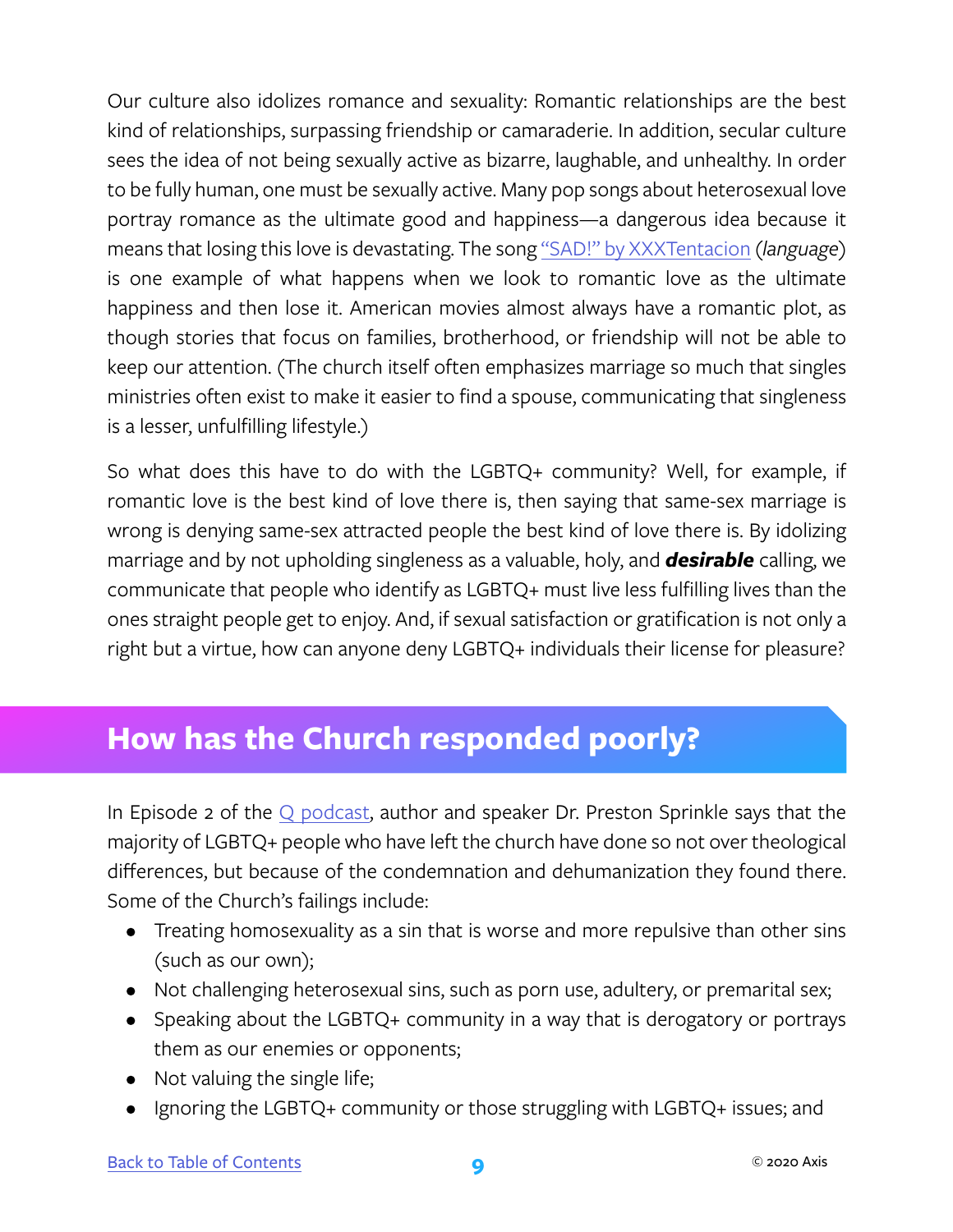Our culture also idolizes romance and sexuality: Romantic relationships are the best kind of relationships, surpassing friendship or camaraderie. In addition, secular culture sees the idea of not being sexually active as bizarre, laughable, and unhealthy. In order to be fully human, one must be sexually active. Many pop songs about heterosexual love portray romance as the ultimate good and happiness—a dangerous idea because it means that losing this love is devastating. The song "SAD!" by XXXTentacion (*language*) is one example of what happens when we look to romantic love as the ultimate happiness and then lose it. American movies almost always have a romantic plot, as though stories that focus on families, brotherhood, or friendship will not be able to keep our attention. (The church itself often emphasizes marriage so much that singles ministries often exist to make it easier to find a spouse, communicating that singleness is a lesser, unfulfilling lifestyle.)

So what does this have to do with the LGBTQ+ community? Well, for example, if romantic love is the best kind of love there is, then saying that same-sex marriage is wrong is denying same-sex attracted people the best kind of love there is. By idolizing marriage and by not upholding singleness as a valuable, holy, and ***desirable*** calling, we communicate that people who identify as LGBTQ+ must live less fulfilling lives than the ones straight people get to enjoy. And, if sexual satisfaction or gratification is not only a right but a virtue, how can anyone deny LGBTQ+ individuals their license for pleasure?

## How has the Church responded poorly?

In Episode 2 of the Q podcast, author and speaker Dr. Preston Sprinkle says that the majority of LGBTQ+ people who have left the church have done so not over theological differences, but because of the condemnation and dehumanization they found there. Some of the Church's failings include:

- Treating homosexuality as a sin that is worse and more repulsive than other sins (such as our own);
- Not challenging heterosexual sins, such as porn use, adultery, or premarital sex;
- Speaking about the LGBTQ+ community in a way that is derogatory or portrays them as our enemies or opponents;
- Not valuing the single life;
- Ignoring the LGBTQ+ community or those struggling with LGBTQ+ issues; and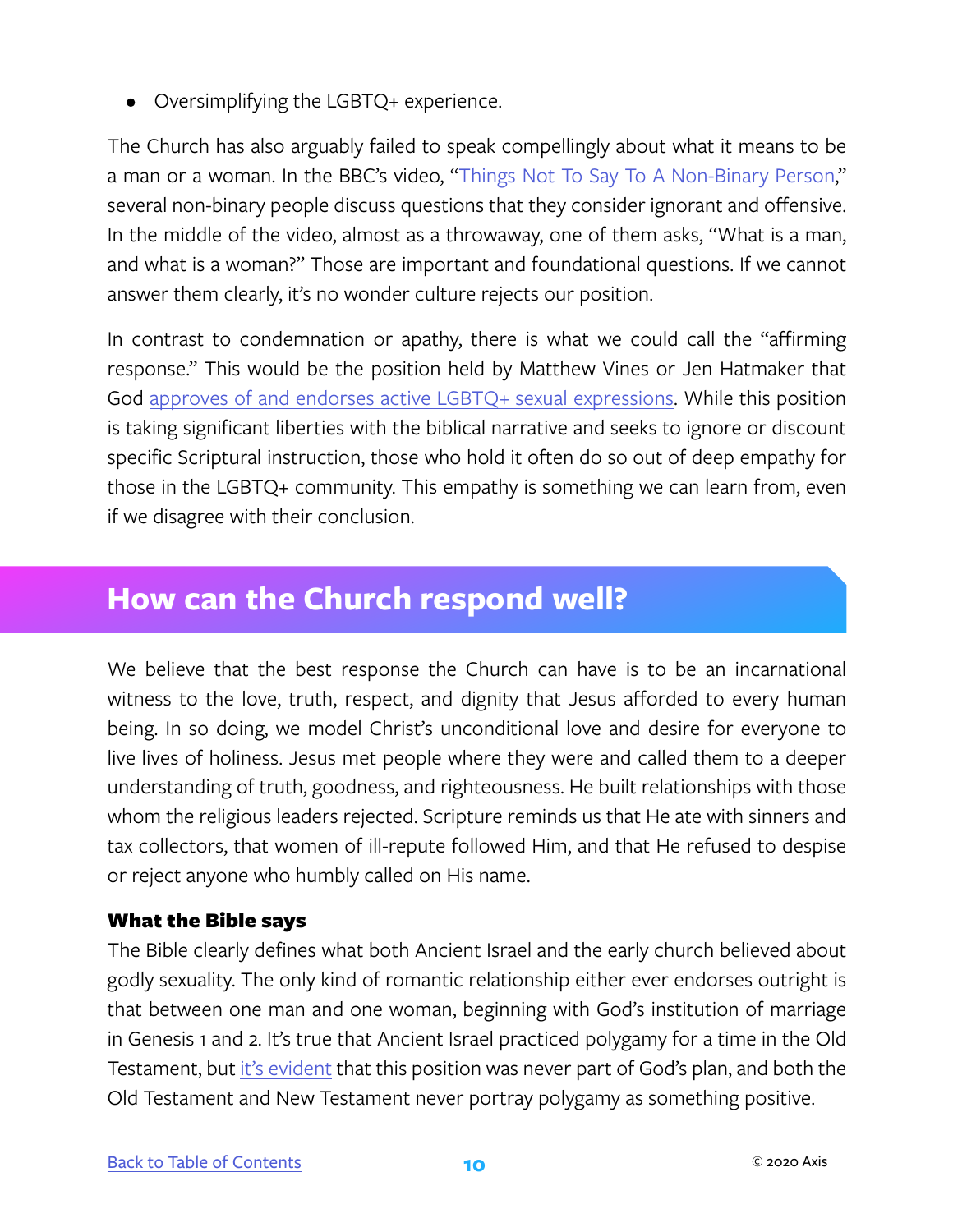- Oversimplifying the LGBTQ+ experience.

The Church has also arguably failed to speak compellingly about what it means to be a man or a woman. In the BBC's video, "Things Not To Say To A Non-Binary Person," several non-binary people discuss questions that they consider ignorant and offensive. In the middle of the video, almost as a throwaway, one of them asks, "What is a man, and what is a woman?" Those are important and foundational questions. If we cannot answer them clearly, it's no wonder culture rejects our position.

In contrast to condemnation or apathy, there is what we could call the "affirming response." This would be the position held by Matthew Vines or Jen Hatmaker that God approves of and endorses active LGBTQ+ sexual expressions. While this position is taking significant liberties with the biblical narrative and seeks to ignore or discount specific Scriptural instruction, those who hold it often do so out of deep empathy for those in the LGBTQ+ community. This empathy is something we can learn from, even if we disagree with their conclusion.

## How can the Church respond well?

We believe that the best response the Church can have is to be an incarnational witness to the love, truth, respect, and dignity that Jesus afforded to every human being. In so doing, we model Christ's unconditional love and desire for everyone to live lives of holiness. Jesus met people where they were and called them to a deeper understanding of truth, goodness, and righteousness. He built relationships with those whom the religious leaders rejected. Scripture reminds us that He ate with sinners and tax collectors, that women of ill-repute followed Him, and that He refused to despise or reject anyone who humbly called on His name.

### What the Bible says

The Bible clearly defines what both Ancient Israel and the early church believed about godly sexuality. The only kind of romantic relationship either ever endorses outright is that between one man and one woman, beginning with God's institution of marriage in Genesis 1 and 2. It's true that Ancient Israel practiced polygamy for a time in the Old Testament, but it's evident that this position was never part of God's plan, and both the Old Testament and New Testament never portray polygamy as something positive.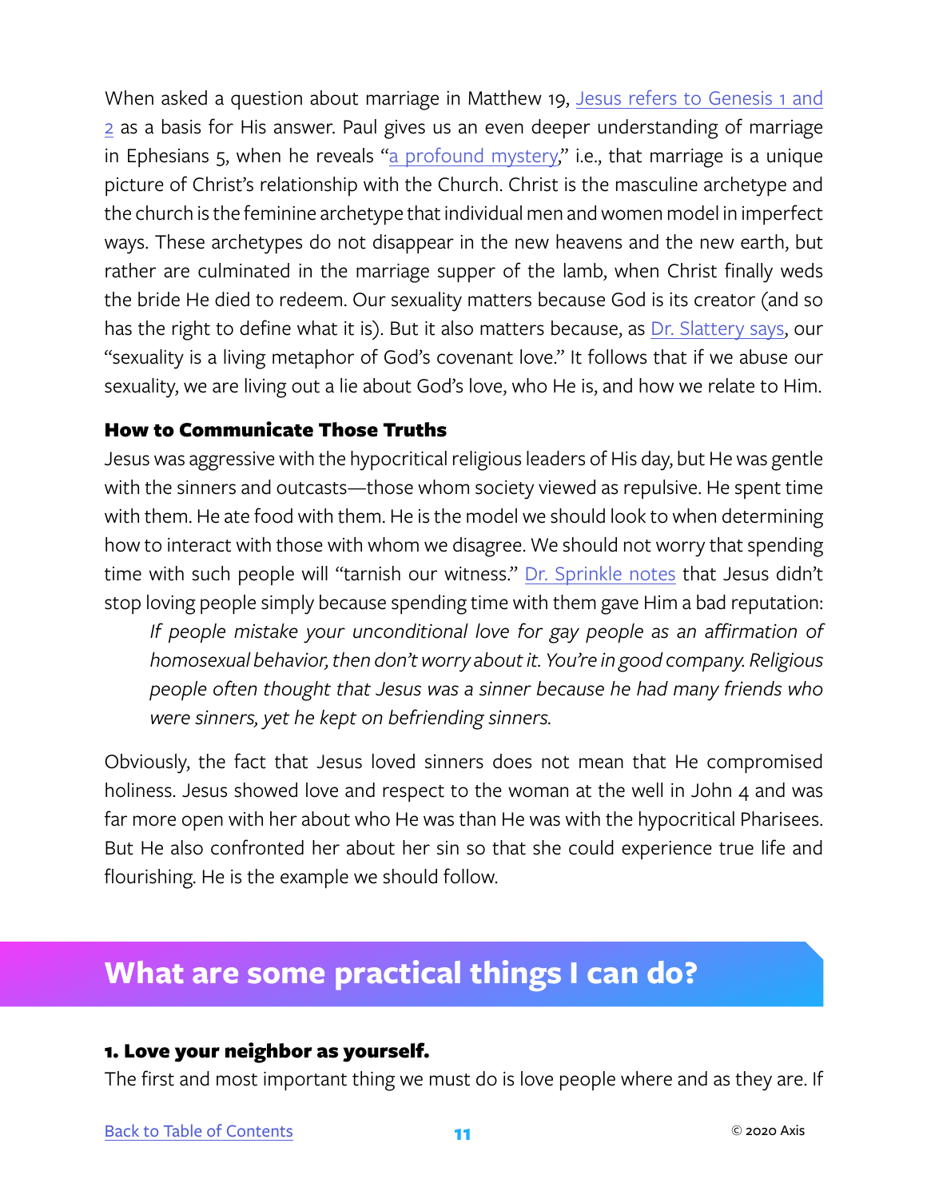When asked a question about marriage in Matthew 19, Jesus refers to Genesis 1 and 2 as a basis for His answer. Paul gives us an even deeper understanding of marriage in Ephesians 5, when he reveals "a profound mystery," i.e., that marriage is a unique picture of Christ's relationship with the Church. Christ is the masculine archetype and the church is the feminine archetype that individual men and women model in imperfect ways. These archetypes do not disappear in the new heavens and the new earth, but rather are culminated in the marriage supper of the lamb, when Christ finally weds the bride He died to redeem. Our sexuality matters because God is its creator (and so has the right to define what it is). But it also matters because, as Dr. Slattery says, our "sexuality is a living metaphor of God's covenant love." It follows that if we abuse our sexuality, we are living out a lie about God's love, who He is, and how we relate to Him.

### How to Communicate Those Truths

Jesus was aggressive with the hypocritical religious leaders of His day, but He was gentle with the sinners and outcasts—those whom society viewed as repulsive. He spent time with them. He ate food with them. He is the model we should look to when determining how to interact with those with whom we disagree. We should not worry that spending time with such people will "tarnish our witness." Dr. Sprinkle notes that Jesus didn't stop loving people simply because spending time with them gave Him a bad reputation:

> *If people mistake your unconditional love for gay people as an affirmation of homosexual behavior, then don't worry about it. You're in good company. Religious people often thought that Jesus was a sinner because he had many friends who were sinners, yet he kept on befriending sinners.*

Obviously, the fact that Jesus loved sinners does not mean that He compromised holiness. Jesus showed love and respect to the woman at the well in John 4 and was far more open with her about who He was than He was with the hypocritical Pharisees. But He also confronted her about her sin so that she could experience true life and flourishing. He is the example we should follow.

## What are some practical things I can do?

### 1. Love your neighbor as yourself.

The first and most important thing we must do is love people where and as they are. If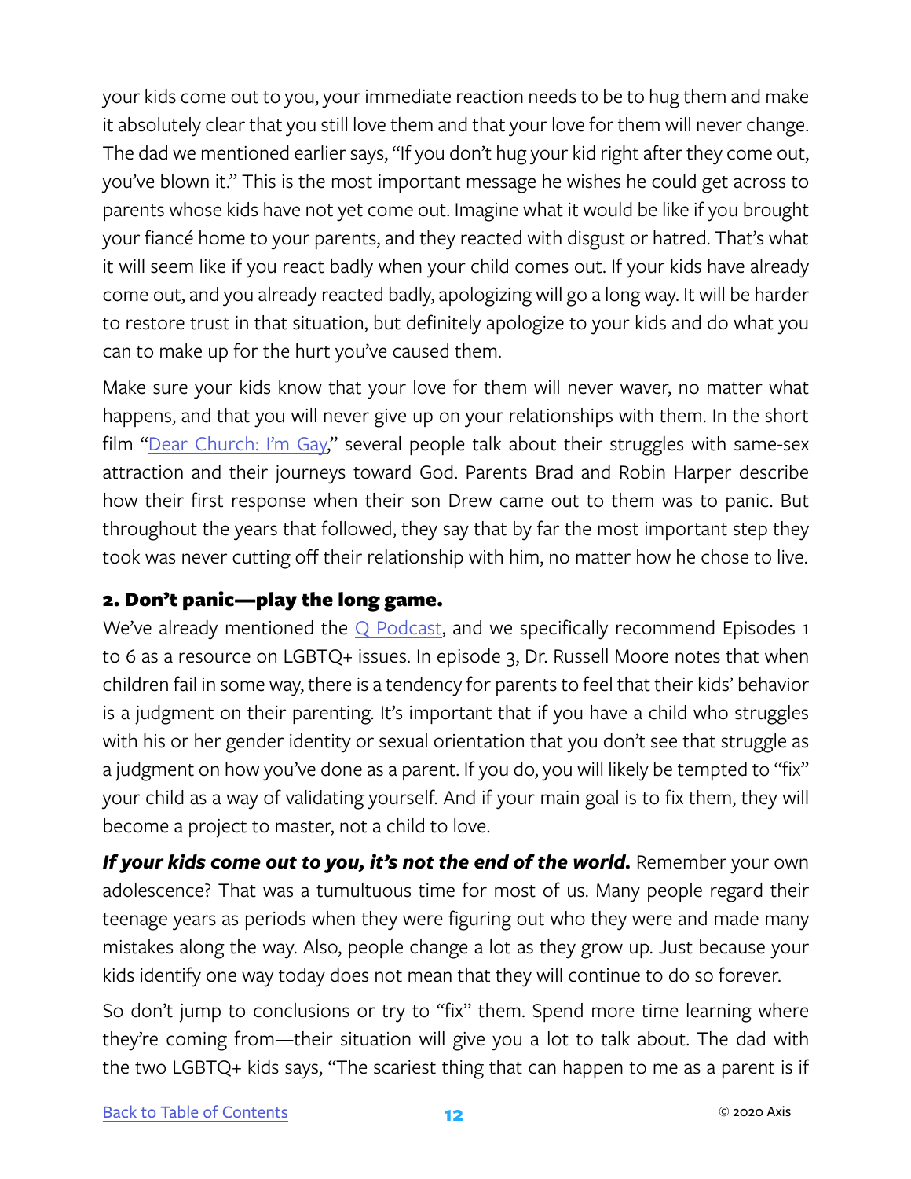your kids come out to you, your immediate reaction needs to be to hug them and make it absolutely clear that you still love them and that your love for them will never change. The dad we mentioned earlier says, "If you don't hug your kid right after they come out, you've blown it." This is the most important message he wishes he could get across to parents whose kids have not yet come out. Imagine what it would be like if you brought your fiancé home to your parents, and they reacted with disgust or hatred. That's what it will seem like if you react badly when your child comes out. If your kids have already come out, and you already reacted badly, apologizing will go a long way. It will be harder to restore trust in that situation, but definitely apologize to your kids and do what you can to make up for the hurt you've caused them.

Make sure your kids know that your love for them will never waver, no matter what happens, and that you will never give up on your relationships with them. In the short film "Dear Church: I'm Gay," several people talk about their struggles with same-sex attraction and their journeys toward God. Parents Brad and Robin Harper describe how their first response when their son Drew came out to them was to panic. But throughout the years that followed, they say that by far the most important step they took was never cutting off their relationship with him, no matter how he chose to live.

### 2. Don't panic—play the long game.

We've already mentioned the Q Podcast, and we specifically recommend Episodes 1 to 6 as a resource on LGBTQ+ issues. In episode 3, Dr. Russell Moore notes that when children fail in some way, there is a tendency for parents to feel that their kids' behavior is a judgment on their parenting. It's important that if you have a child who struggles with his or her gender identity or sexual orientation that you don't see that struggle as a judgment on how you've done as a parent. If you do, you will likely be tempted to "fix" your child as a way of validating yourself. And if your main goal is to fix them, they will become a project to master, not a child to love.

***If your kids come out to you, it's not the end of the world.*** Remember your own adolescence? That was a tumultuous time for most of us. Many people regard their teenage years as periods when they were figuring out who they were and made many mistakes along the way. Also, people change a lot as they grow up. Just because your kids identify one way today does not mean that they will continue to do so forever.

So don't jump to conclusions or try to "fix" them. Spend more time learning where they're coming from—their situation will give you a lot to talk about. The dad with the two LGBTQ+ kids says, "The scariest thing that can happen to me as a parent is if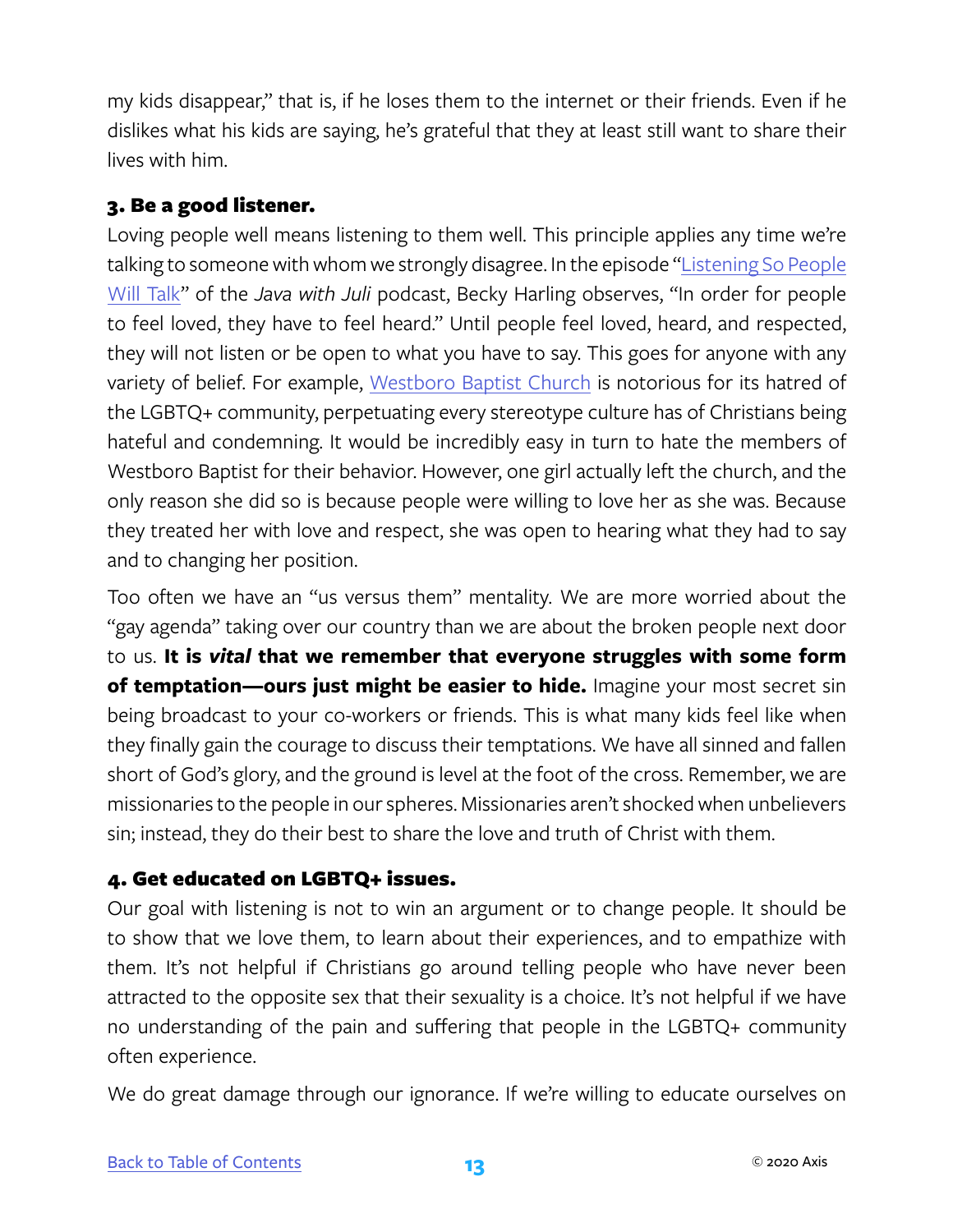my kids disappear," that is, if he loses them to the internet or their friends. Even if he dislikes what his kids are saying, he's grateful that they at least still want to share their lives with him.

### 3. Be a good listener.

Loving people well means listening to them well. This principle applies any time we're talking to someone with whom we strongly disagree. In the episode "Listening So People Will Talk" of the *Java with Juli* podcast, Becky Harling observes, "In order for people to feel loved, they have to feel heard." Until people feel loved, heard, and respected, they will not listen or be open to what you have to say. This goes for anyone with any variety of belief. For example, Westboro Baptist Church is notorious for its hatred of the LGBTQ+ community, perpetuating every stereotype culture has of Christians being hateful and condemning. It would be incredibly easy in turn to hate the members of Westboro Baptist for their behavior. However, one girl actually left the church, and the only reason she did so is because people were willing to love her as she was. Because they treated her with love and respect, she was open to hearing what they had to say and to changing her position.

Too often we have an "us versus them" mentality. We are more worried about the "gay agenda" taking over our country than we are about the broken people next door to us. **It is *vital* that we remember that everyone struggles with some form of temptation—ours just might be easier to hide.** Imagine your most secret sin being broadcast to your co-workers or friends. This is what many kids feel like when they finally gain the courage to discuss their temptations. We have all sinned and fallen short of God's glory, and the ground is level at the foot of the cross. Remember, we are missionaries to the people in our spheres. Missionaries aren't shocked when unbelievers sin; instead, they do their best to share the love and truth of Christ with them.

### 4. Get educated on LGBTQ+ issues.

Our goal with listening is not to win an argument or to change people. It should be to show that we love them, to learn about their experiences, and to empathize with them. It's not helpful if Christians go around telling people who have never been attracted to the opposite sex that their sexuality is a choice. It's not helpful if we have no understanding of the pain and suffering that people in the LGBTQ+ community often experience.

We do great damage through our ignorance. If we're willing to educate ourselves on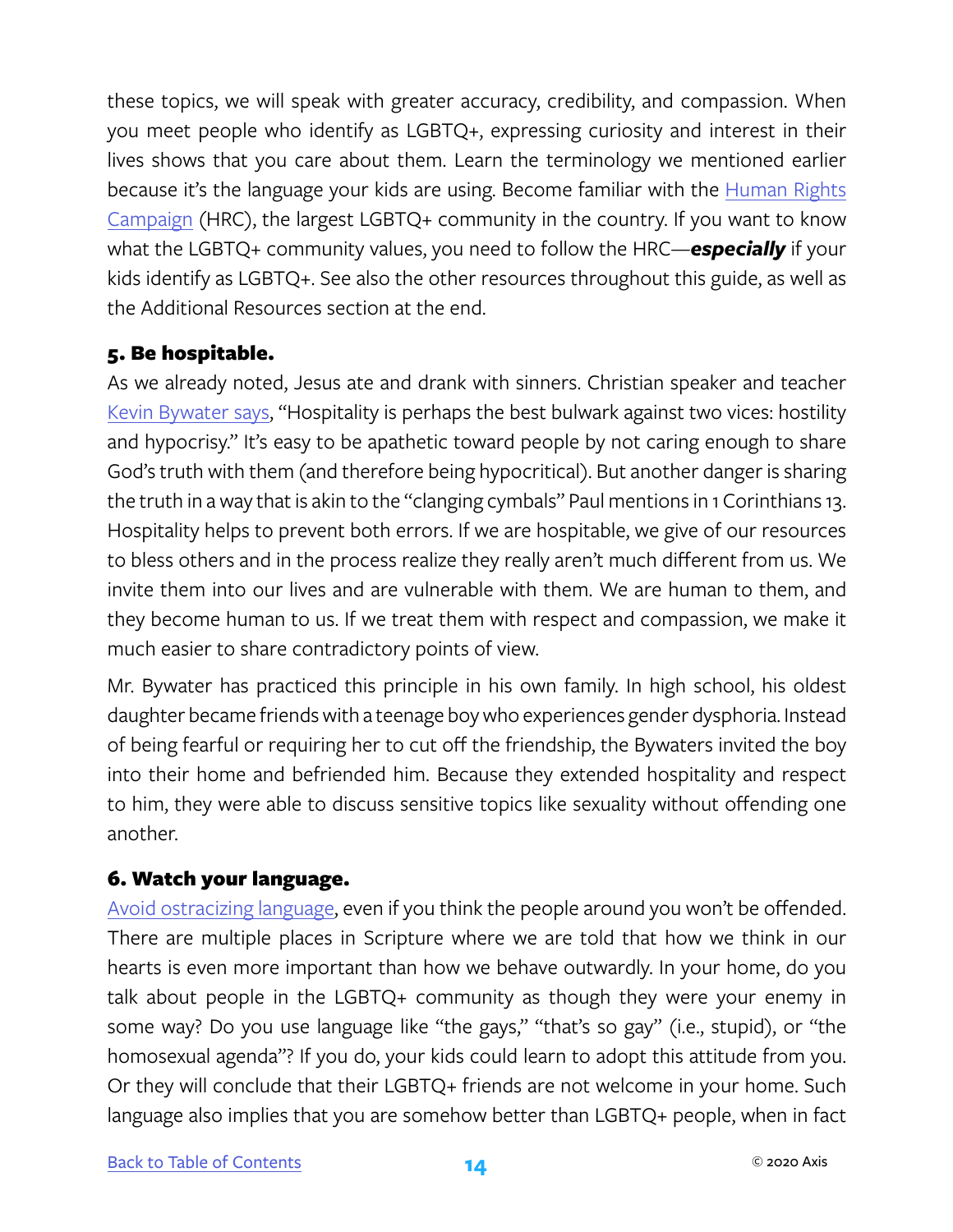these topics, we will speak with greater accuracy, credibility, and compassion. When you meet people who identify as LGBTQ+, expressing curiosity and interest in their lives shows that you care about them. Learn the terminology we mentioned earlier because it's the language your kids are using. Become familiar with the Human Rights Campaign (HRC), the largest LGBTQ+ community in the country. If you want to know what the LGBTQ+ community values, you need to follow the HRC—***especially*** if your kids identify as LGBTQ+. See also the other resources throughout this guide, as well as the Additional Resources section at the end.

### 5. Be hospitable.

As we already noted, Jesus ate and drank with sinners. Christian speaker and teacher Kevin Bywater says, "Hospitality is perhaps the best bulwark against two vices: hostility and hypocrisy." It's easy to be apathetic toward people by not caring enough to share God's truth with them (and therefore being hypocritical). But another danger is sharing the truth in a way that is akin to the "clanging cymbals" Paul mentions in 1 Corinthians 13. Hospitality helps to prevent both errors. If we are hospitable, we give of our resources to bless others and in the process realize they really aren't much different from us. We invite them into our lives and are vulnerable with them. We are human to them, and they become human to us. If we treat them with respect and compassion, we make it much easier to share contradictory points of view.

Mr. Bywater has practiced this principle in his own family. In high school, his oldest daughter became friends with a teenage boy who experiences gender dysphoria. Instead of being fearful or requiring her to cut off the friendship, the Bywaters invited the boy into their home and befriended him. Because they extended hospitality and respect to him, they were able to discuss sensitive topics like sexuality without offending one another.

### 6. Watch your language.

Avoid ostracizing language, even if you think the people around you won't be offended. There are multiple places in Scripture where we are told that how we think in our hearts is even more important than how we behave outwardly. In your home, do you talk about people in the LGBTQ+ community as though they were your enemy in some way? Do you use language like "the gays," "that's so gay" (i.e., stupid), or "the homosexual agenda"? If you do, your kids could learn to adopt this attitude from you. Or they will conclude that their LGBTQ+ friends are not welcome in your home. Such language also implies that you are somehow better than LGBTQ+ people, when in fact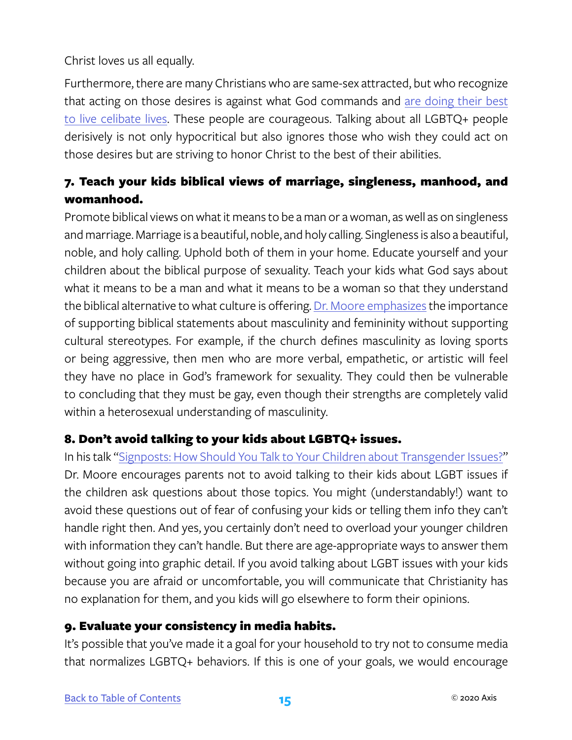Christ loves us all equally.

Furthermore, there are many Christians who are same-sex attracted, but who recognize that acting on those desires is against what God commands and are doing their best to live celibate lives. These people are courageous. Talking about all LGBTQ+ people derisively is not only hypocritical but also ignores those who wish they could act on those desires but are striving to honor Christ to the best of their abilities.

### 7. Teach your kids biblical views of marriage, singleness, manhood, and womanhood.

Promote biblical views on what it means to be a man or a woman, as well as on singleness and marriage. Marriage is a beautiful, noble, and holy calling. Singleness is also a beautiful, noble, and holy calling. Uphold both of them in your home. Educate yourself and your children about the biblical purpose of sexuality. Teach your kids what God says about what it means to be a man and what it means to be a woman so that they understand the biblical alternative to what culture is offering. Dr. Moore emphasizes the importance of supporting biblical statements about masculinity and femininity without supporting cultural stereotypes. For example, if the church defines masculinity as loving sports or being aggressive, then men who are more verbal, empathetic, or artistic will feel they have no place in God's framework for sexuality. They could then be vulnerable to concluding that they must be gay, even though their strengths are completely valid within a heterosexual understanding of masculinity.

### 8. Don't avoid talking to your kids about LGBTQ+ issues.

In his talk "Signposts: How Should You Talk to Your Children about Transgender Issues?" Dr. Moore encourages parents not to avoid talking to their kids about LGBT issues if the children ask questions about those topics. You might (understandably!) want to avoid these questions out of fear of confusing your kids or telling them info they can't handle right then. And yes, you certainly don't need to overload your younger children with information they can't handle. But there are age-appropriate ways to answer them without going into graphic detail. If you avoid talking about LGBT issues with your kids because you are afraid or uncomfortable, you will communicate that Christianity has no explanation for them, and you kids will go elsewhere to form their opinions.

### 9. Evaluate your consistency in media habits.

It's possible that you've made it a goal for your household to try not to consume media that normalizes LGBTQ+ behaviors. If this is one of your goals, we would encourage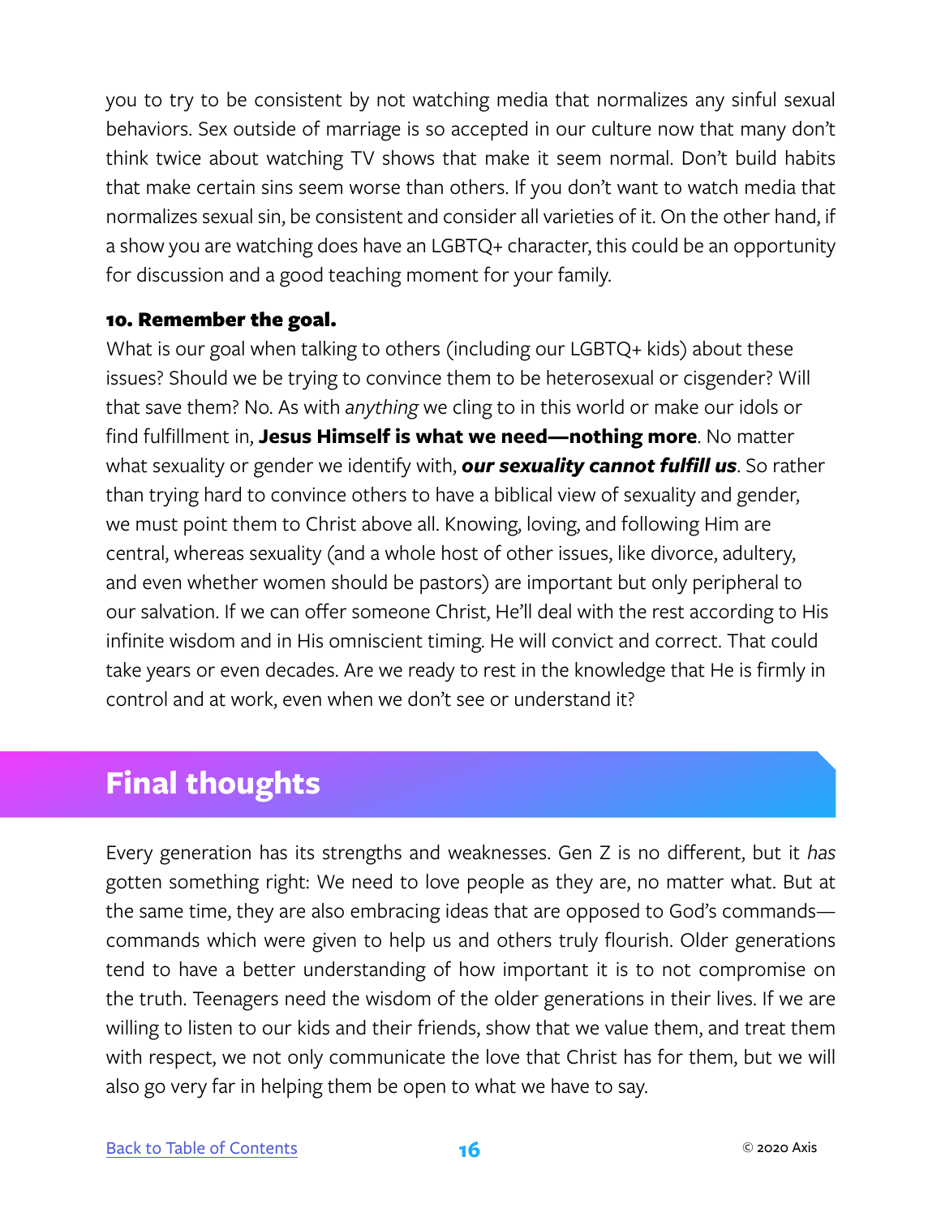you to try to be consistent by not watching media that normalizes any sinful sexual behaviors. Sex outside of marriage is so accepted in our culture now that many don't think twice about watching TV shows that make it seem normal. Don't build habits that make certain sins seem worse than others. If you don't want to watch media that normalizes sexual sin, be consistent and consider all varieties of it. On the other hand, if a show you are watching does have an LGBTQ+ character, this could be an opportunity for discussion and a good teaching moment for your family.

**10. Remember the goal.**

What is our goal when talking to others (including our LGBTQ+ kids) about these issues? Should we be trying to convince them to be heterosexual or cisgender? Will that save them? No. As with *anything* we cling to in this world or make our idols or find fulfillment in, **Jesus Himself is what we need—nothing more**. No matter what sexuality or gender we identify with, ***our sexuality cannot fulfill us***. So rather than trying hard to convince others to have a biblical view of sexuality and gender, we must point them to Christ above all. Knowing, loving, and following Him are central, whereas sexuality (and a whole host of other issues, like divorce, adultery, and even whether women should be pastors) are important but only peripheral to our salvation. If we can offer someone Christ, He'll deal with the rest according to His infinite wisdom and in His omniscient timing. He will convict and correct. That could take years or even decades. Are we ready to rest in the knowledge that He is firmly in control and at work, even when we don't see or understand it?

## Final thoughts

Every generation has its strengths and weaknesses. Gen Z is no different, but it *has* gotten something right: We need to love people as they are, no matter what. But at the same time, they are also embracing ideas that are opposed to God's commands—commands which were given to help us and others truly flourish. Older generations tend to have a better understanding of how important it is to not compromise on the truth. Teenagers need the wisdom of the older generations in their lives. If we are willing to listen to our kids and their friends, show that we value them, and treat them with respect, we not only communicate the love that Christ has for them, but we will also go very far in helping them be open to what we have to say.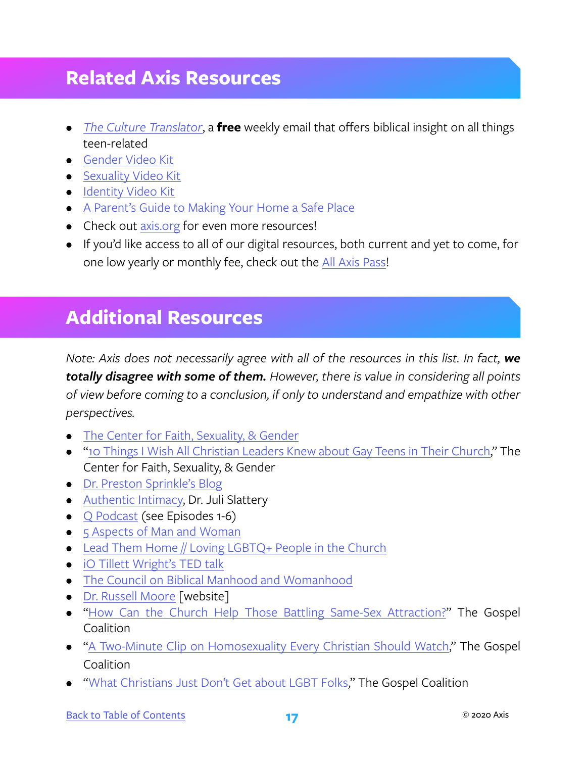## Related Axis Resources

- *The Culture Translator*, a **free** weekly email that offers biblical insight on all things teen-related
- Gender Video Kit
- Sexuality Video Kit
- Identity Video Kit
- A Parent's Guide to Making Your Home a Safe Place
- Check out axis.org for even more resources!
- If you'd like access to all of our digital resources, both current and yet to come, for one low yearly or monthly fee, check out the All Axis Pass!

## Additional Resources

*Note: Axis does not necessarily agree with all of the resources in this list. In fact,* ***we totally disagree with some of them.*** *However, there is value in considering all points of view before coming to a conclusion, if only to understand and empathize with other perspectives.*

- The Center for Faith, Sexuality, & Gender
- "10 Things I Wish All Christian Leaders Knew about Gay Teens in Their Church," The Center for Faith, Sexuality, & Gender
- Dr. Preston Sprinkle's Blog
- Authentic Intimacy, Dr. Juli Slattery
- Q Podcast (see Episodes 1-6)
- 5 Aspects of Man and Woman
- Lead Them Home // Loving LGBTQ+ People in the Church
- iO Tillett Wright's TED talk
- The Council on Biblical Manhood and Womanhood
- Dr. Russell Moore [website]
- "How Can the Church Help Those Battling Same-Sex Attraction?" The Gospel Coalition
- "A Two-Minute Clip on Homosexuality Every Christian Should Watch," The Gospel Coalition
- "What Christians Just Don't Get about LGBT Folks," The Gospel Coalition

Back to Table of Contents

© 2020 Axis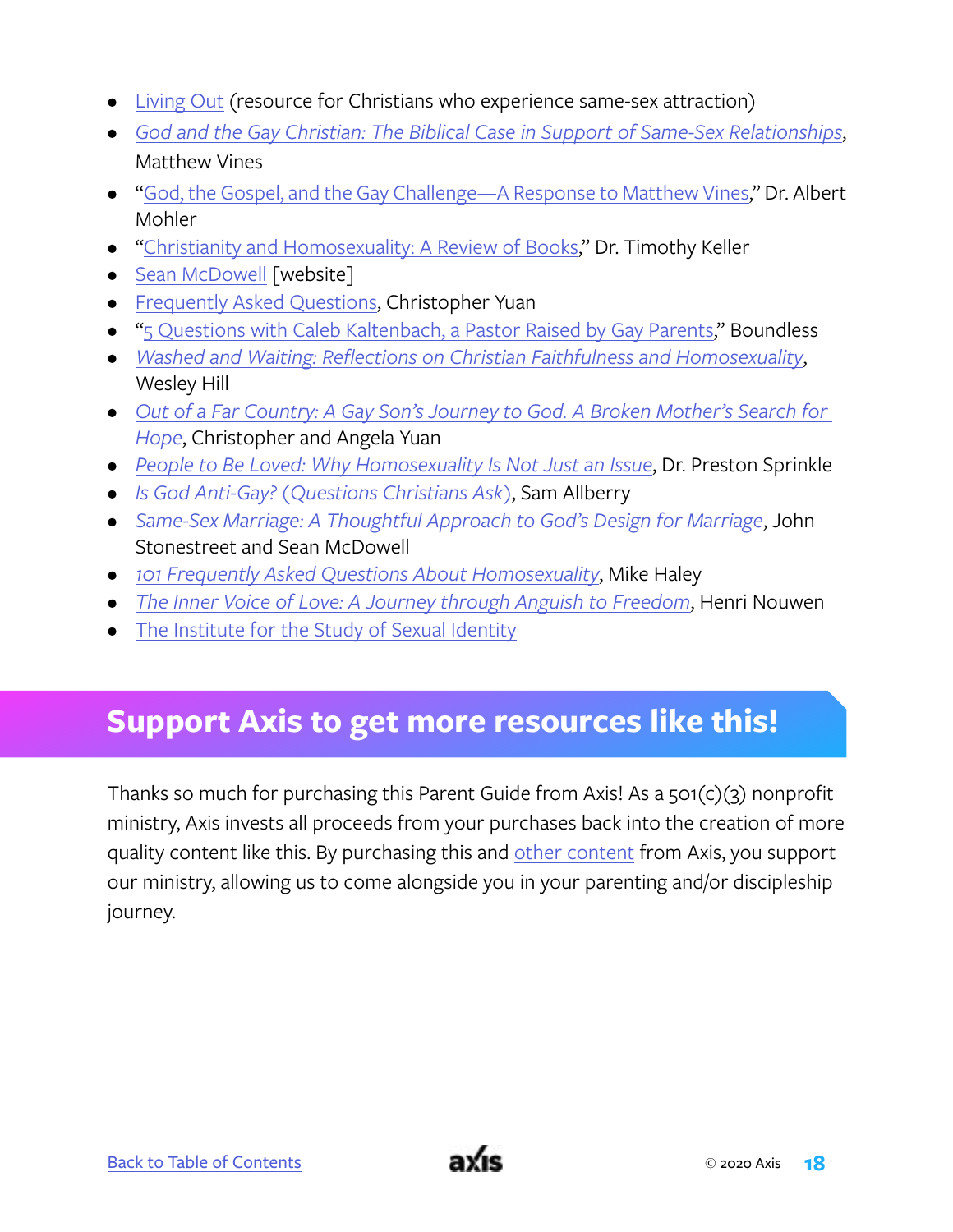- Living Out (resource for Christians who experience same-sex attraction)
- *God and the Gay Christian: The Biblical Case in Support of Same-Sex Relationships*, Matthew Vines
- "God, the Gospel, and the Gay Challenge—A Response to Matthew Vines," Dr. Albert Mohler
- "Christianity and Homosexuality: A Review of Books," Dr. Timothy Keller
- Sean McDowell [website]
- Frequently Asked Questions, Christopher Yuan
- "5 Questions with Caleb Kaltenbach, a Pastor Raised by Gay Parents," Boundless
- *Washed and Waiting: Reflections on Christian Faithfulness and Homosexuality*, Wesley Hill
- *Out of a Far Country: A Gay Son's Journey to God. A Broken Mother's Search for Hope*, Christopher and Angela Yuan
- *People to Be Loved: Why Homosexuality Is Not Just an Issue*, Dr. Preston Sprinkle
- *Is God Anti-Gay? (Questions Christians Ask)*, Sam Allberry
- *Same-Sex Marriage: A Thoughtful Approach to God's Design for Marriage*, John Stonestreet and Sean McDowell
- *101 Frequently Asked Questions About Homosexuality*, Mike Haley
- *The Inner Voice of Love: A Journey through Anguish to Freedom*, Henri Nouwen
- The Institute for the Study of Sexual Identity

## Support Axis to get more resources like this!

Thanks so much for purchasing this Parent Guide from Axis! As a 501(c)(3) nonprofit ministry, Axis invests all proceeds from your purchases back into the creation of more quality content like this. By purchasing this and other content from Axis, you support our ministry, allowing us to come alongside you in your parenting and/or discipleship journey.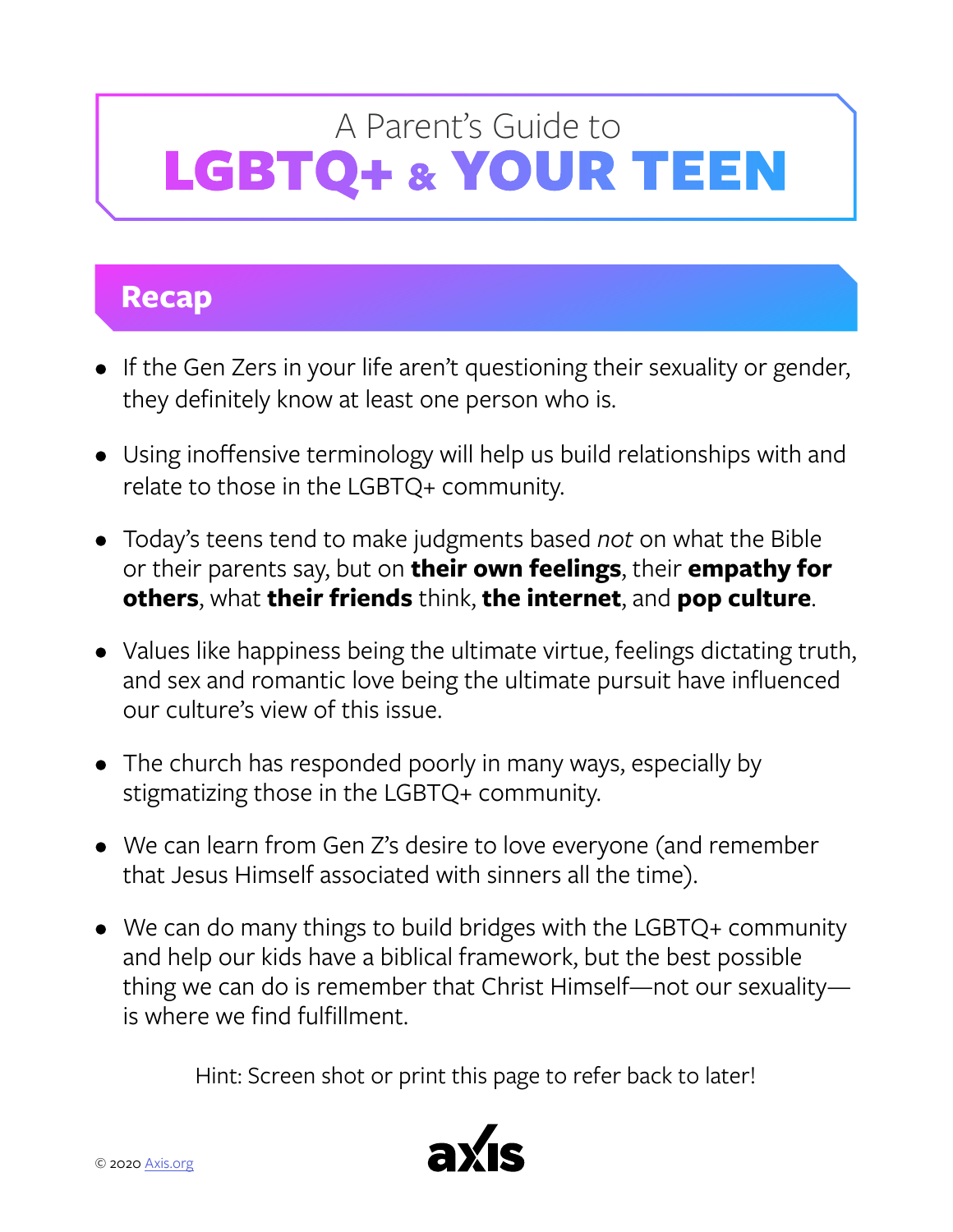# A Parent's Guide to LGBTQ+ & YOUR TEEN

## Recap

- If the Gen Zers in your life aren't questioning their sexuality or gender, they definitely know at least one person who is.
- Using inoffensive terminology will help us build relationships with and relate to those in the LGBTQ+ community.
- Today's teens tend to make judgments based *not* on what the Bible or their parents say, but on **their own feelings**, their **empathy for others**, what **their friends** think, **the internet**, and **pop culture**.
- Values like happiness being the ultimate virtue, feelings dictating truth, and sex and romantic love being the ultimate pursuit have influenced our culture's view of this issue.
- The church has responded poorly in many ways, especially by stigmatizing those in the LGBTQ+ community.
- We can learn from Gen Z's desire to love everyone (and remember that Jesus Himself associated with sinners all the time).
- We can do many things to build bridges with the LGBTQ+ community and help our kids have a biblical framework, but the best possible thing we can do is remember that Christ Himself—not our sexuality—is where we find fulfillment.

Hint: Screen shot or print this page to refer back to later!

© 2020 Axis.org

axis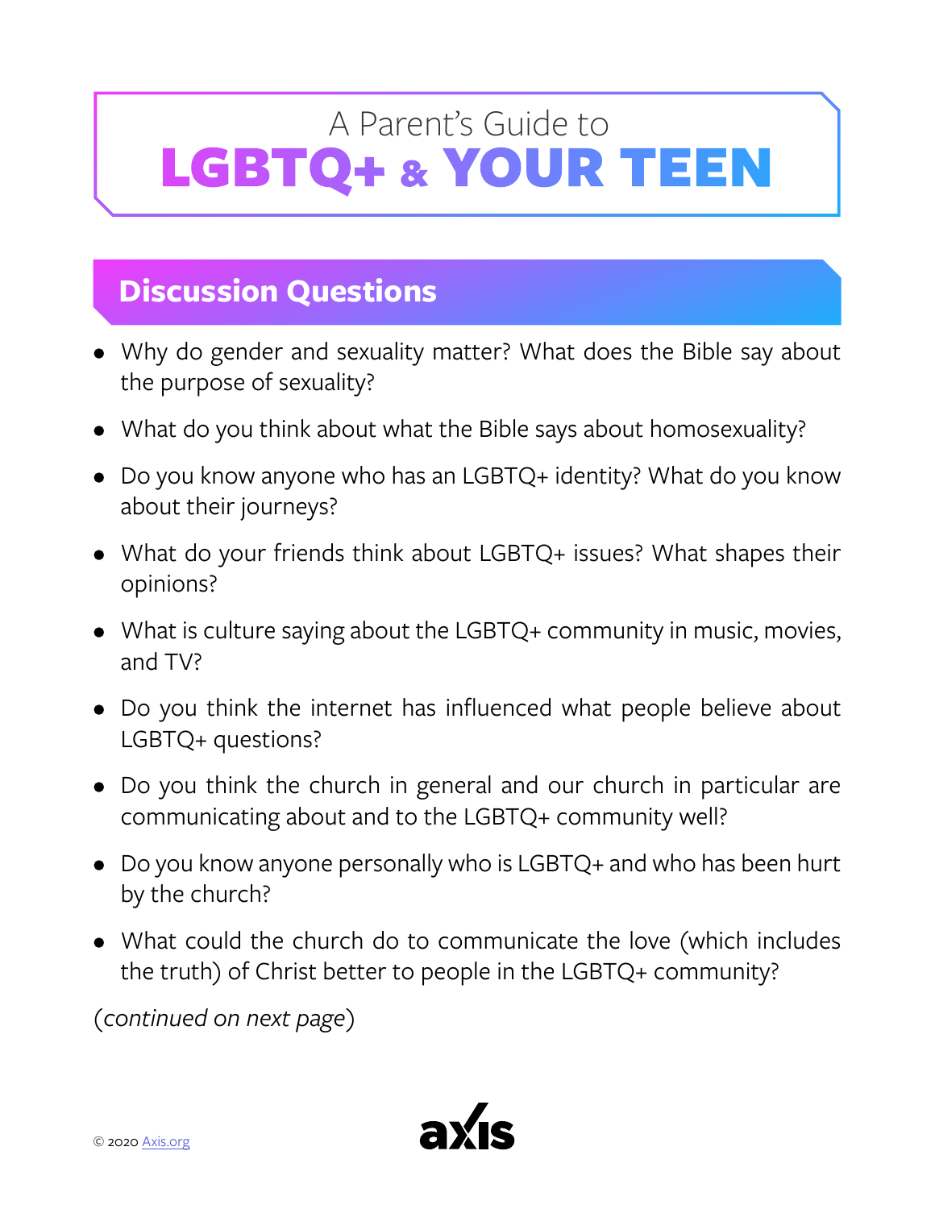A Parent's Guide to

# LGBTQ+ & YOUR TEEN

## Discussion Questions

- Why do gender and sexuality matter? What does the Bible say about the purpose of sexuality?
- What do you think about what the Bible says about homosexuality?
- Do you know anyone who has an LGBTQ+ identity? What do you know about their journeys?
- What do your friends think about LGBTQ+ issues? What shapes their opinions?
- What is culture saying about the LGBTQ+ community in music, movies, and TV?
- Do you think the internet has influenced what people believe about LGBTQ+ questions?
- Do you think the church in general and our church in particular are communicating about and to the LGBTQ+ community well?
- Do you know anyone personally who is LGBTQ+ and who has been hurt by the church?
- What could the church do to communicate the love (which includes the truth) of Christ better to people in the LGBTQ+ community?

(*continued on next page*)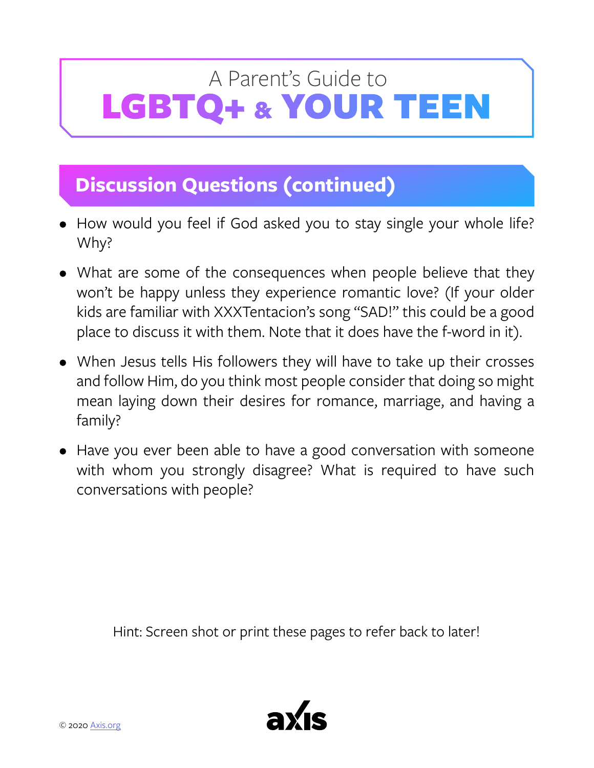A Parent's Guide to

# LGBTQ+ & YOUR TEEN

## Discussion Questions (continued)

- How would you feel if God asked you to stay single your whole life? Why?
- What are some of the consequences when people believe that they won't be happy unless they experience romantic love? (If your older kids are familiar with XXXTentacion's song "SAD!" this could be a good place to discuss it with them. Note that it does have the f-word in it).
- When Jesus tells His followers they will have to take up their crosses and follow Him, do you think most people consider that doing so might mean laying down their desires for romance, marriage, and having a family?
- Have you ever been able to have a good conversation with someone with whom you strongly disagree? What is required to have such conversations with people?

Hint: Screen shot or print these pages to refer back to later!

© 2020 Axis.org

axis